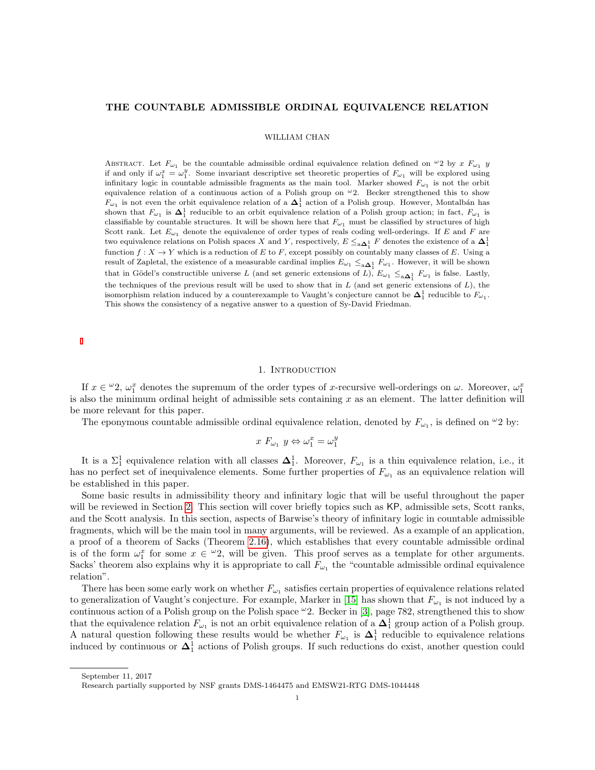# THE COUNTABLE ADMISSIBLE ORDINAL EQUIVALENCE RELATION

WILLIAM CHAN

Abstract. Let $F_{\omega_1}$ be the countable admissible ordinal equivalence relation defined on ${}^\omega 2$ by $x \ F_{\omega_1} \ y$ if and only if $\omega_1^x = \omega_1^y$. Some invariant descriptive set theoretic properties of $F_{\omega_1}$ will be explored using infinitary logic in countable admissible fragments as the main tool. Marker showed $F_{\omega_1}$ is not the orbit equivalence relation of a continuous action of a Polish group on ${}^\omega 2$. Becker strengthened this to show $F_{\omega_1}$ is not even the orbit equivalence relation of a $\mathbf{\Delta}_1^1$ action of a Polish group. However, Montalbán has shown that $F_{\omega_1}$ is $\mathbf{\Delta}_1^1$ reducible to an orbit equivalence relation of a Polish group action; in fact, $F_{\omega_1}$ is classifiable by countable structures. It will be shown here that $F_{\omega_1}$ must be classified by structures of high Scott rank. Let $E_{\omega_1}$ denote the equivalence of order types of reals coding well-orderings. If $E$ and $F$ are two equivalence relations on Polish spaces $X$ and $Y$, respectively, $E \leq_{\text{a}\mathbf{\Delta}_1^1} F$ denotes the existence of a $\mathbf{\Delta}_1^1$ function $f : X \to Y$ which is a reduction of $E$ to $F$, except possibly on countably many classes of $E$. Using a result of Zapletal, the existence of a measurable cardinal implies $E_{\omega_1} \leq_{\text{a}\mathbf{\Delta}_1^1} F_{\omega_1}$. However, it will be shown that in Gödel's constructible universe $L$ (and set generic extensions of $L$), $E_{\omega_1} \leq_{\text{a}\mathbf{\Delta}_1^1} F_{\omega_1}$ is false. Lastly, the techniques of the previous result will be used to show that in $L$ (and set generic extensions of $L$), the isomorphism relation induced by a counterexample to Vaught's conjecture cannot be $\mathbf{\Delta}_1^1$ reducible to $F_{\omega_1}$. This shows the consistency of a negative answer to a question of Sy-David Friedman.

## 1. Introduction

If $x \in {}^\omega 2$, $\omega_1^x$ denotes the supremum of the order types of $x$-recursive well-orderings on $\omega$. Moreover, $\omega_1^x$ is also the minimum ordinal height of admissible sets containing $x$ as an element. The latter definition will be more relevant for this paper.

The eponymous countable admissible ordinal equivalence relation, denoted by $F_{\omega_1}$, is defined on ${}^\omega 2$ by:

$$x \ F_{\omega_1} \ y \Leftrightarrow \omega_1^x = \omega_1^y$$

It is a $\Sigma_1^1$ equivalence relation with all classes $\mathbf{\Delta}_1^1$. Moreover, $F_{\omega_1}$ is a thin equivalence relation, i.e., it has no perfect set of inequivalence elements. Some further properties of $F_{\omega_1}$ as an equivalence relation will be established in this paper.

Some basic results in admissibility theory and infinitary logic that will be useful throughout the paper will be reviewed in Section 2. This section will cover briefly topics such as KP, admissible sets, Scott ranks, and the Scott analysis. In this section, aspects of Barwise's theory of infinitary logic in countable admissible fragments, which will be the main tool in many arguments, will be reviewed. As a example of an application, a proof of a theorem of Sacks (Theorem 2.16), which establishes that every countable admissible ordinal is of the form $\omega_1^x$ for some $x \in {}^\omega 2$, will be given. This proof serves as a template for other arguments. Sacks' theorem also explains why it is appropriate to call $F_{\omega_1}$ the "countable admissible ordinal equivalence relation".

There has been some early work on whether $F_{\omega_1}$ satisfies certain properties of equivalence relations related to generalization of Vaught's conjecture. For example, Marker in [15] has shown that $F_{\omega_1}$ is not induced by a continuous action of a Polish group on the Polish space ${}^\omega 2$. Becker in [3], page 782, strengthened this to show that the equivalence relation $F_{\omega_1}$ is not an orbit equivalence relation of a $\mathbf{\Delta}_1^1$ group action of a Polish group. A natural question following these results would be whether $F_{\omega_1}$ is $\mathbf{\Delta}_1^1$ reducible to equivalence relations induced by continuous or $\mathbf{\Delta}_1^1$ actions of Polish groups. If such reductions do exist, another question could

---

September 11, 2017

Research partially supported by NSF grants DMS-1464475 and EMSW21-RTG DMS-1044448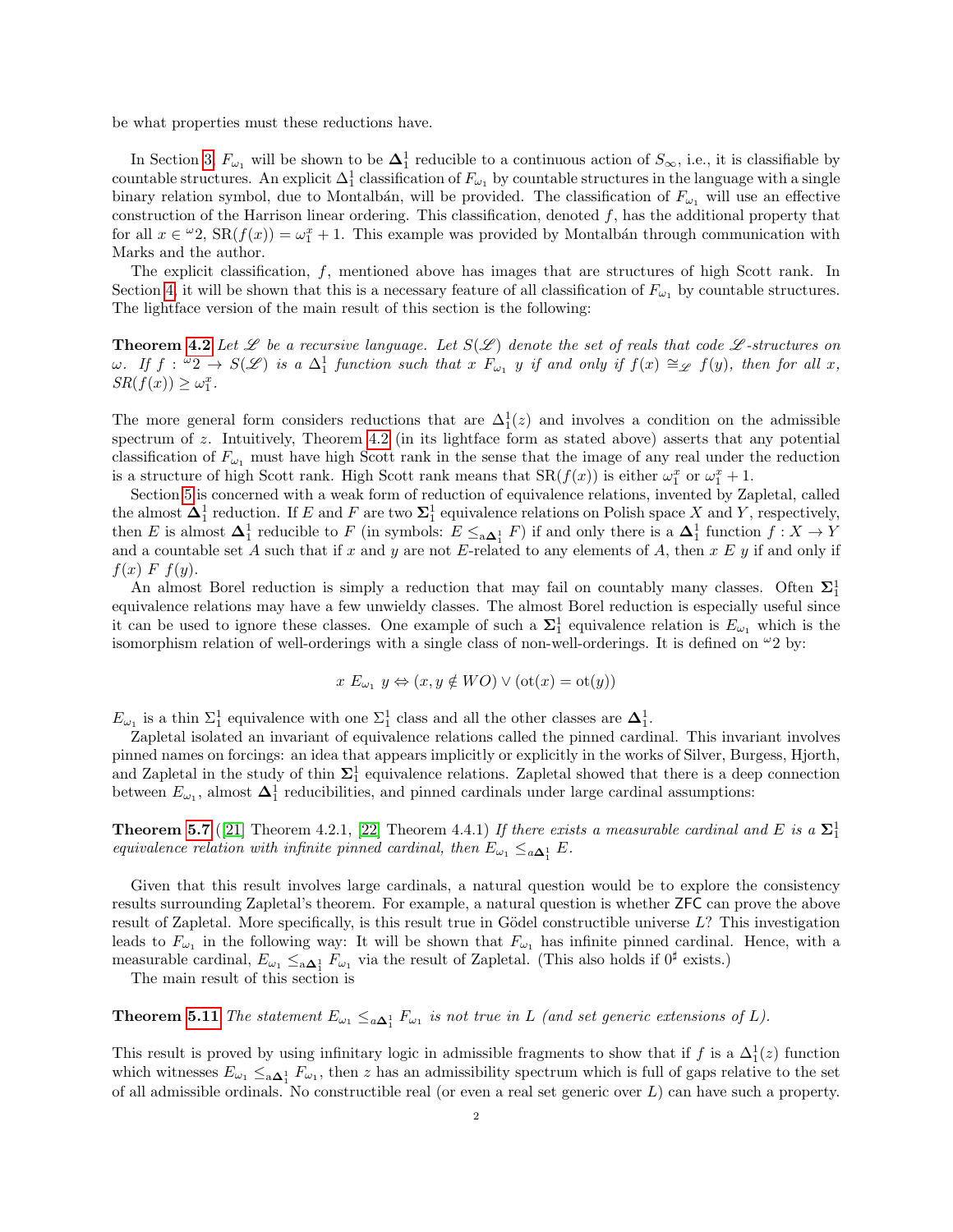be what properties must these reductions have.

In Section 3, $F_{\omega_1}$ will be shown to be $\mathbf{\Delta}^1_1$ reducible to a continuous action of $S_\infty$, i.e., it is classifiable by countable structures. An explicit $\Delta^1_1$ classification of $F_{\omega_1}$ by countable structures in the language with a single binary relation symbol, due to Montalbán, will be provided. The classification of $F_{\omega_1}$ will use an effective construction of the Harrison linear ordering. This classification, denoted $f$, has the additional property that for all $x \in {}^\omega 2$, $\text{SR}(f(x)) = \omega_1^x + 1$. This example was provided by Montalbán through communication with Marks and the author.

The explicit classification, $f$, mentioned above has images that are structures of high Scott rank. In Section 4, it will be shown that this is a necessary feature of all classification of $F_{\omega_1}$ by countable structures. The lightface version of the main result of this section is the following:

**Theorem 4.2** *Let $\mathscr{L}$ be a recursive language. Let $S(\mathscr{L})$ denote the set of reals that code $\mathscr{L}$-structures on $\omega$. If $f : {}^\omega 2 \to S(\mathscr{L})$ is a $\Delta^1_1$ function such that $x \ F_{\omega_1} \ y$ if and only if $f(x) \cong_{\mathscr{L}} f(y)$, then for all $x$, $SR(f(x)) \geq \omega_1^x$.*

The more general form considers reductions that are $\Delta^1_1(z)$ and involves a condition on the admissible spectrum of $z$. Intuitively, Theorem 4.2 (in its lightface form as stated above) asserts that any potential classification of $F_{\omega_1}$ must have high Scott rank in the sense that the image of any real under the reduction is a structure of high Scott rank. High Scott rank means that $\text{SR}(f(x))$ is either $\omega_1^x$ or $\omega_1^x + 1$.

Section 5 is concerned with a weak form of reduction of equivalence relations, invented by Zapletal, called the almost $\mathbf{\Delta}^1_1$ reduction. If $E$ and $F$ are two $\mathbf{\Sigma}^1_1$ equivalence relations on Polish space $X$ and $Y$, respectively, then $E$ is almost $\mathbf{\Delta}^1_1$ reducible to $F$ (in symbols: $E \leq_{\text{a}\mathbf{\Delta}^1_1} F$) if and only there is a $\mathbf{\Delta}^1_1$ function $f : X \to Y$ and a countable set $A$ such that if $x$ and $y$ are not $E$-related to any elements of $A$, then $x \ E \ y$ if and only if $f(x) \ F \ f(y)$.

An almost Borel reduction is simply a reduction that may fail on countably many classes. Often $\mathbf{\Sigma}^1_1$ equivalence relations may have a few unwieldy classes. The almost Borel reduction is especially useful since it can be used to ignore these classes. One example of such a $\mathbf{\Sigma}^1_1$ equivalence relation is $E_{\omega_1}$ which is the isomorphism relation of well-orderings with a single class of non-well-orderings. It is defined on ${}^\omega 2$ by:

$$x \ E_{\omega_1} \ y \Leftrightarrow (x, y \notin WO) \vee (\text{ot}(x) = \text{ot}(y))$$

$E_{\omega_1}$ is a thin $\Sigma^1_1$ equivalence with one $\Sigma^1_1$ class and all the other classes are $\mathbf{\Delta}^1_1$.

Zapletal isolated an invariant of equivalence relations called the pinned cardinal. This invariant involves pinned names on forcings: an idea that appears implicitly or explicitly in the works of Silver, Burgess, Hjorth, and Zapletal in the study of thin $\mathbf{\Sigma}^1_1$ equivalence relations. Zapletal showed that there is a deep connection between $E_{\omega_1}$, almost $\mathbf{\Delta}^1_1$ reducibilities, and pinned cardinals under large cardinal assumptions:

**Theorem 5.7** ([21] Theorem 4.2.1, [22] Theorem 4.4.1) *If there exists a measurable cardinal and $E$ is a $\mathbf{\Sigma}^1_1$ equivalence relation with infinite pinned cardinal, then $E_{\omega_1} \leq_{a\mathbf{\Delta}^1_1} E$.*

Given that this result involves large cardinals, a natural question would be to explore the consistency results surrounding Zapletal's theorem. For example, a natural question is whether ZFC can prove the above result of Zapletal. More specifically, is this result true in Gödel constructible universe $L$? This investigation leads to $F_{\omega_1}$ in the following way: It will be shown that $F_{\omega_1}$ has infinite pinned cardinal. Hence, with a measurable cardinal, $E_{\omega_1} \leq_{\text{a}\mathbf{\Delta}^1_1} F_{\omega_1}$ via the result of Zapletal. (This also holds if $0^\sharp$ exists.)

The main result of this section is

**Theorem 5.11** *The statement $E_{\omega_1} \leq_{a\mathbf{\Delta}^1_1} F_{\omega_1}$ is not true in $L$ (and set generic extensions of $L$).*

This result is proved by using infinitary logic in admissible fragments to show that if $f$ is a $\Delta^1_1(z)$ function which witnesses $E_{\omega_1} \leq_{\text{a}\mathbf{\Delta}^1_1} F_{\omega_1}$, then $z$ has an admissibility spectrum which is full of gaps relative to the set of all admissible ordinals. No constructible real (or even a real set generic over $L$) can have such a property.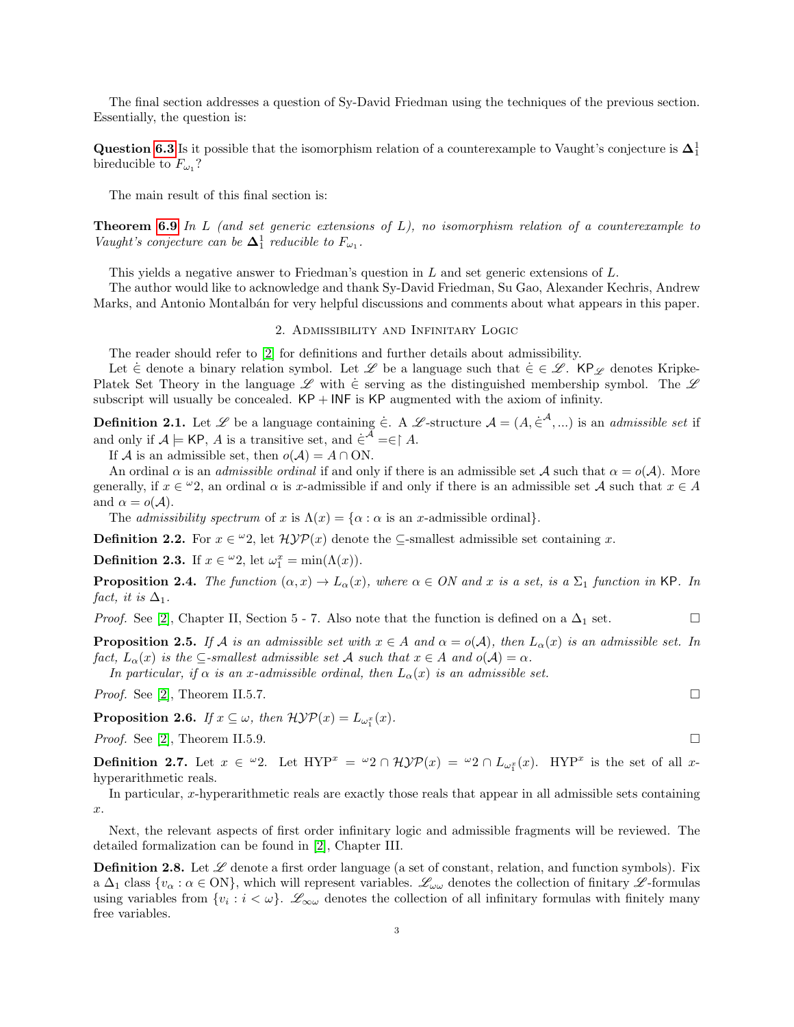The final section addresses a question of Sy-David Friedman using the techniques of the previous section. Essentially, the question is:

**Question 6.3** Is it possible that the isomorphism relation of a counterexample to Vaught's conjecture is $\boldsymbol{\Delta}^1_1$ bireducible to $F_{\omega_1}$?

The main result of this final section is:

**Theorem 6.9** *In $L$ (and set generic extensions of $L$), no isomorphism relation of a counterexample to Vaught's conjecture can be $\boldsymbol{\Delta}^1_1$ reducible to $F_{\omega_1}$.*

This yields a negative answer to Friedman's question in $L$ and set generic extensions of $L$.

The author would like to acknowledge and thank Sy-David Friedman, Su Gao, Alexander Kechris, Andrew Marks, and Antonio Montalbán for very helpful discussions and comments about what appears in this paper.

## 2. Admissibility and Infinitary Logic

The reader should refer to [2] for definitions and further details about admissibility.

Let $\dot{\in}$ denote a binary relation symbol. Let $\mathscr{L}$ be a language such that $\dot{\in} \in \mathscr{L}$. $\mathsf{KP}_{\mathscr{L}}$ denotes Kripke-Platek Set Theory in the language $\mathscr{L}$ with $\dot{\in}$ serving as the distinguished membership symbol. The $\mathscr{L}$ subscript will usually be concealed. $\mathsf{KP} + \mathsf{INF}$ is $\mathsf{KP}$ augmented with the axiom of infinity.

**Definition 2.1.** Let $\mathscr{L}$ be a language containing $\dot{\in}$. A $\mathscr{L}$-structure $\mathcal{A} = (A, \dot{\in}^{\mathcal{A}}, ...)$ is an *admissible set* if and only if $\mathcal{A} \models \mathsf{KP}$, $A$ is a transitive set, and $\dot{\in}^{\mathcal{A}} = \in \upharpoonright A$.

If $\mathcal{A}$ is an admissible set, then $o(\mathcal{A}) = A \cap \mathrm{ON}$.

An ordinal $\alpha$ is an *admissible ordinal* if and only if there is an admissible set $\mathcal{A}$ such that $\alpha = o(\mathcal{A})$. More generally, if $x \in {}^{\omega}2$, an ordinal $\alpha$ is $x$-admissible if and only if there is an admissible set $\mathcal{A}$ such that $x \in A$ and $\alpha = o(\mathcal{A})$.

The *admissibility spectrum* of $x$ is $\Lambda(x) = \{\alpha : \alpha \text{ is an } x\text{-admissible ordinal}\}$.

**Definition 2.2.** For $x \in {}^{\omega}2$, let $\mathcal{HYP}(x)$ denote the $\subseteq$-smallest admissible set containing $x$.

**Definition 2.3.** If $x \in {}^{\omega}2$, let $\omega_1^x = \min(\Lambda(x))$.

**Proposition 2.4.** *The function $(\alpha, x) \to L_\alpha(x)$, where $\alpha \in ON$ and $x$ is a set, is a $\Sigma_1$ function in $\mathsf{KP}$. In fact, it is $\Delta_1$.*

*Proof.* See [2], Chapter II, Section 5 - 7. Also note that the function is defined on a $\Delta_1$ set. □

**Proposition 2.5.** *If $\mathcal{A}$ is an admissible set with $x \in A$ and $\alpha = o(\mathcal{A})$, then $L_\alpha(x)$ is an admissible set. In fact, $L_\alpha(x)$ is the $\subseteq$-smallest admissible set $\mathcal{A}$ such that $x \in A$ and $o(\mathcal{A}) = \alpha$.*

*In particular, if $\alpha$ is an $x$-admissible ordinal, then $L_\alpha(x)$ is an admissible set.*

*Proof.* See [2], Theorem II.5.7. □

**Proposition 2.6.** *If $x \subseteq \omega$, then $\mathcal{HYP}(x) = L_{\omega_1^x}(x)$.*

*Proof.* See [2], Theorem II.5.9. □

**Definition 2.7.** Let $x \in {}^{\omega}2$. Let $\mathrm{HYP}^x = {}^{\omega}2 \cap \mathcal{HYP}(x) = {}^{\omega}2 \cap L_{\omega_1^x}(x)$. $\mathrm{HYP}^x$ is the set of all $x$-hyperarithmetic reals.

In particular, $x$-hyperarithmetic reals are exactly those reals that appear in all admissible sets containing $x$.

Next, the relevant aspects of first order infinitary logic and admissible fragments will be reviewed. The detailed formalization can be found in [2], Chapter III.

**Definition 2.8.** Let $\mathscr{L}$ denote a first order language (a set of constant, relation, and function symbols). Fix a $\Delta_1$ class $\{v_\alpha : \alpha \in \mathrm{ON}\}$, which will represent variables. $\mathscr{L}_{\omega\omega}$ denotes the collection of finitary $\mathscr{L}$-formulas using variables from $\{v_i : i < \omega\}$. $\mathscr{L}_{\infty\omega}$ denotes the collection of all infinitary formulas with finitely many free variables.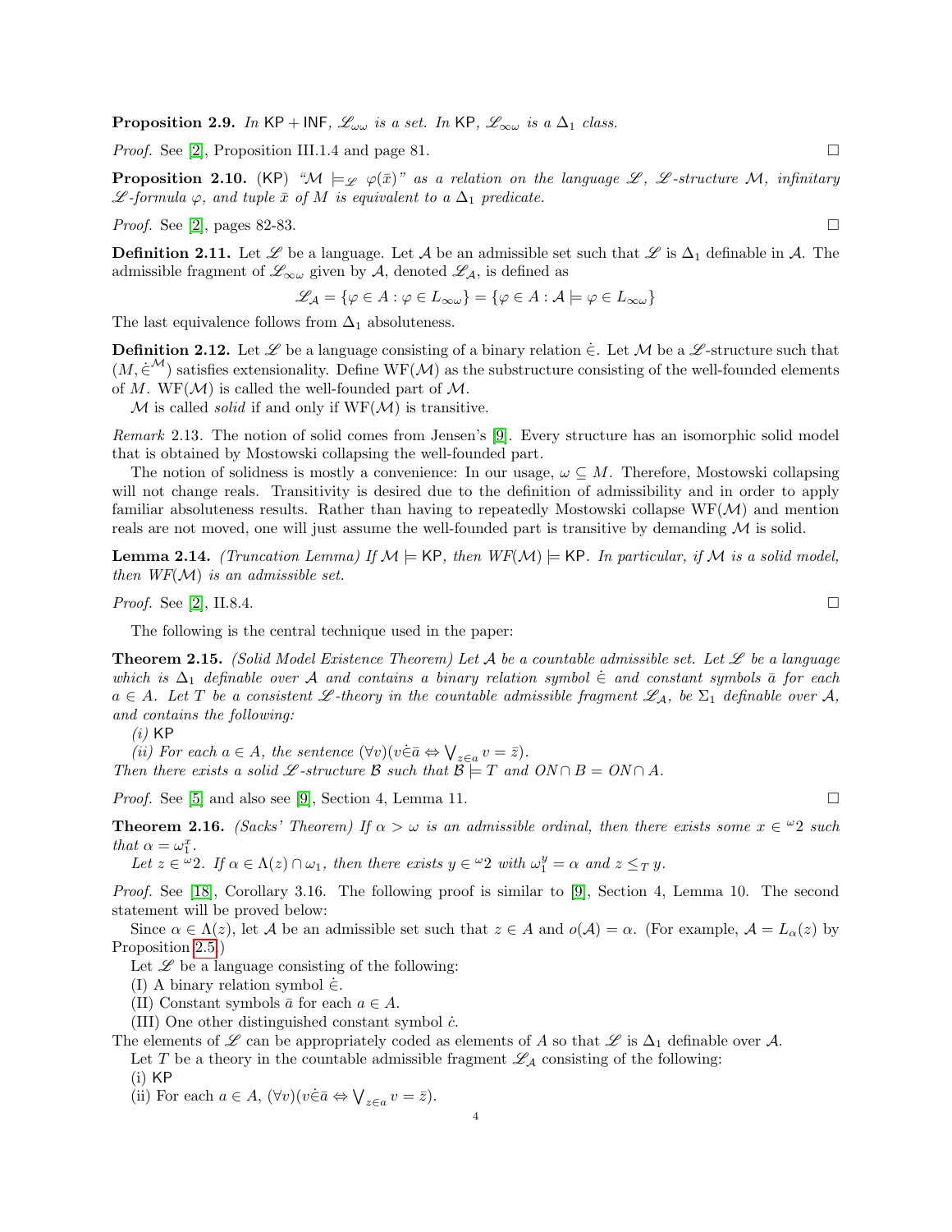**Proposition 2.9.** *In* $\mathsf{KP} + \mathsf{INF}$*,* $\mathscr{L}_{\omega\omega}$ *is a set. In* $\mathsf{KP}$*,* $\mathscr{L}_{\infty\omega}$ *is a* $\Delta_1$ *class.*

*Proof.* See [2], Proposition III.1.4 and page 81. □

**Proposition 2.10.** ($\mathsf{KP}$) *"*$\mathcal{M} \models_{\mathscr{L}} \varphi(\bar{x})$*" as a relation on the language* $\mathscr{L}$*,* $\mathscr{L}$*-structure* $\mathcal{M}$*, infinitary* $\mathscr{L}$*-formula* $\varphi$*, and tuple* $\bar{x}$ *of* $M$ *is equivalent to a* $\Delta_1$ *predicate.*

*Proof.* See [2], pages 82-83. □

**Definition 2.11.** Let $\mathscr{L}$ be a language. Let $\mathcal{A}$ be an admissible set such that $\mathscr{L}$ is $\Delta_1$ definable in $\mathcal{A}$. The admissible fragment of $\mathscr{L}_{\infty\omega}$ given by $\mathcal{A}$, denoted $\mathscr{L}_{\mathcal{A}}$, is defined as

$$\mathscr{L}_{\mathcal{A}} = \{\varphi \in A : \varphi \in L_{\infty\omega}\} = \{\varphi \in A : \mathcal{A} \models \varphi \in L_{\infty\omega}\}$$

The last equivalence follows from $\Delta_1$ absoluteness.

**Definition 2.12.** Let $\mathscr{L}$ be a language consisting of a binary relation $\dot{\in}$. Let $\mathcal{M}$ be a $\mathscr{L}$-structure such that $(M, \dot{\in}^{\mathcal{M}})$ satisfies extensionality. Define $\mathrm{WF}(\mathcal{M})$ as the substructure consisting of the well-founded elements of $M$. $\mathrm{WF}(\mathcal{M})$ is called the well-founded part of $\mathcal{M}$.

$\mathcal{M}$ is called *solid* if and only if $\mathrm{WF}(\mathcal{M})$ is transitive.

*Remark* 2.13. The notion of solid comes from Jensen's [9]. Every structure has an isomorphic solid model that is obtained by Mostowski collapsing the well-founded part.

The notion of solidness is mostly a convenience: In our usage, $\omega \subseteq M$. Therefore, Mostowski collapsing will not change reals. Transitivity is desired due to the definition of admissibility and in order to apply familiar absoluteness results. Rather than having to repeatedly Mostowski collapse $\mathrm{WF}(\mathcal{M})$ and mention reals are not moved, one will just assume the well-founded part is transitive by demanding $\mathcal{M}$ is solid.

**Lemma 2.14.** *(Truncation Lemma) If* $\mathcal{M} \models \mathsf{KP}$*, then* $WF(\mathcal{M}) \models \mathsf{KP}$*. In particular, if* $\mathcal{M}$ *is a solid model, then* $WF(\mathcal{M})$ *is an admissible set.*

*Proof.* See [2], II.8.4. □

The following is the central technique used in the paper:

**Theorem 2.15.** *(Solid Model Existence Theorem) Let* $\mathcal{A}$ *be a countable admissible set. Let* $\mathscr{L}$ *be a language which is* $\Delta_1$ *definable over* $\mathcal{A}$ *and contains a binary relation symbol* $\dot{\in}$ *and constant symbols* $\bar{a}$ *for each* $a \in A$*. Let* $T$ *be a consistent* $\mathscr{L}$*-theory in the countable admissible fragment* $\mathscr{L}_{\mathcal{A}}$*, be* $\Sigma_1$ *definable over* $\mathcal{A}$*, and contains the following:*

*(i)* $\mathsf{KP}$

*(ii) For each* $a \in A$*, the sentence* $(\forall v)(v \dot{\in} \bar{a} \Leftrightarrow \bigvee_{z \in a} v = \bar{z})$*.*

*Then there exists a solid* $\mathscr{L}$*-structure* $\mathcal{B}$ *such that* $\mathcal{B} \models T$ *and* $ON \cap B = ON \cap A$*.*

*Proof.* See [5] and also see [9], Section 4, Lemma 11. □

**Theorem 2.16.** *(Sacks' Theorem) If* $\alpha > \omega$ *is an admissible ordinal, then there exists some* $x \in {}^{\omega}2$ *such that* $\alpha = \omega_1^x$*.*

*Let* $z \in {}^{\omega}2$*. If* $\alpha \in \Lambda(z) \cap \omega_1$*, then there exists* $y \in {}^{\omega}2$ *with* $\omega_1^y = \alpha$ *and* $z \leq_T y$*.*

*Proof.* See [18], Corollary 3.16. The following proof is similar to [9], Section 4, Lemma 10. The second statement will be proved below:

Since $\alpha \in \Lambda(z)$, let $\mathcal{A}$ be an admissible set such that $z \in A$ and $o(\mathcal{A}) = \alpha$. (For example, $\mathcal{A} = L_\alpha(z)$ by Proposition 2.5.)

Let $\mathscr{L}$ be a language consisting of the following:

(I) A binary relation symbol $\dot{\in}$.

(II) Constant symbols $\bar{a}$ for each $a \in A$.

(III) One other distinguished constant symbol $\dot{c}$.

The elements of $\mathscr{L}$ can be appropriately coded as elements of $A$ so that $\mathscr{L}$ is $\Delta_1$ definable over $\mathcal{A}$.

Let $T$ be a theory in the countable admissible fragment $\mathscr{L}_{\mathcal{A}}$ consisting of the following:

(i) $\mathsf{KP}$

(ii) For each $a \in A$, $(\forall v)(v \dot{\in} \bar{a} \Leftrightarrow \bigvee_{z \in a} v = \bar{z})$.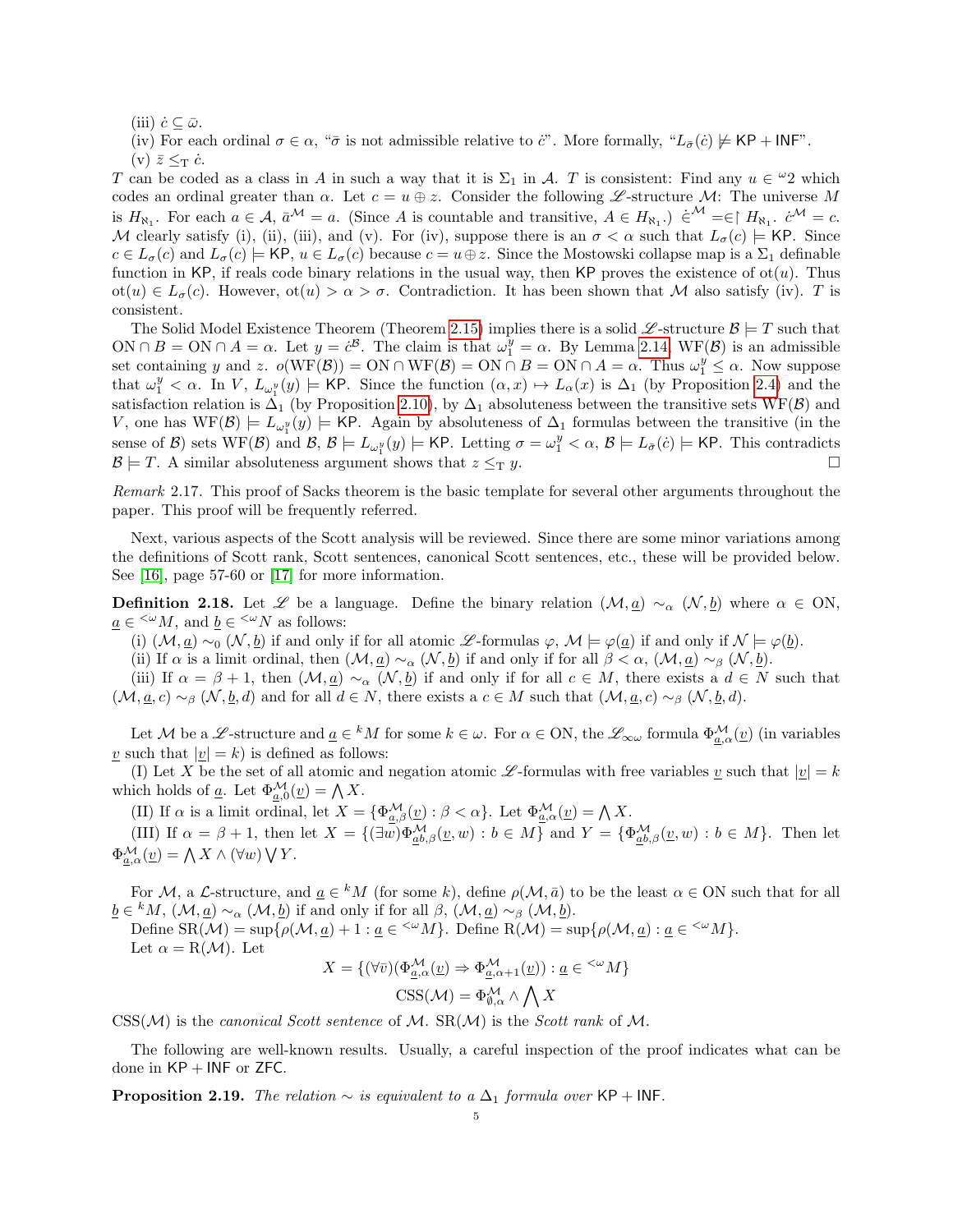(iii) $\dot{c} \subseteq \bar{\omega}$.

(iv) For each ordinal $\sigma \in \alpha$, "$\bar{\sigma}$ is not admissible relative to $\dot{c}$". More formally, "$L_{\bar{\sigma}}(\dot{c}) \not\models \mathsf{KP} + \mathsf{INF}$".

(v) $\bar{z} \leq_{\mathrm{T}} \dot{c}$.

$T$ can be coded as a class in $A$ in such a way that it is $\Sigma_1$ in $\mathcal{A}$. $T$ is consistent: Find any $u \in {}^{\omega}2$ which codes an ordinal greater than $\alpha$. Let $c = u \oplus z$. Consider the following $\mathscr{L}$-structure $\mathcal{M}$: The universe $M$ is $H_{\aleph_1}$. For each $a \in \mathcal{A}$, $\bar{a}^{\mathcal{M}} = a$. (Since $A$ is countable and transitive, $A \in H_{\aleph_1}$.) $\dot{\in}^{\mathcal{M}} = \in \upharpoonright H_{\aleph_1}$. $\dot{c}^{\mathcal{M}} = c$. $\mathcal{M}$ clearly satisfy (i), (ii), (iii), and (v). For (iv), suppose there is an $\sigma < \alpha$ such that $L_\sigma(c) \models \mathsf{KP}$. Since $c \in L_\sigma(c)$ and $L_\sigma(c) \models \mathsf{KP}$, $u \in L_\sigma(c)$ because $c = u \oplus z$. Since the Mostowski collapse map is a $\Sigma_1$ definable function in $\mathsf{KP}$, if reals code binary relations in the usual way, then $\mathsf{KP}$ proves the existence of $\mathrm{ot}(u)$. Thus $\mathrm{ot}(u) \in L_\sigma(c)$. However, $\mathrm{ot}(u) > \alpha > \sigma$. Contradiction. It has been shown that $\mathcal{M}$ also satisfy (iv). $T$ is consistent.

The Solid Model Existence Theorem (Theorem 2.15) implies there is a solid $\mathscr{L}$-structure $\mathcal{B} \models T$ such that $\mathrm{ON} \cap B = \mathrm{ON} \cap A = \alpha$. Let $y = \dot{c}^{\mathcal{B}}$. The claim is that $\omega_1^y = \alpha$. By Lemma 2.14, $\mathrm{WF}(\mathcal{B})$ is an admissible set containing $y$ and $z$. $o(\mathrm{WF}(\mathcal{B})) = \mathrm{ON} \cap \mathrm{WF}(\mathcal{B}) = \mathrm{ON} \cap B = \mathrm{ON} \cap A = \alpha$. Thus $\omega_1^y \leq \alpha$. Now suppose that $\omega_1^y < \alpha$. In $V$, $L_{\omega_1^y}(y) \models \mathsf{KP}$. Since the function $(\alpha, x) \mapsto L_\alpha(x)$ is $\Delta_1$ (by Proposition 2.4) and the satisfaction relation is $\Delta_1$ (by Proposition 2.10), by $\Delta_1$ absoluteness between the transitive sets $\mathrm{WF}(\mathcal{B})$ and $V$, one has $\mathrm{WF}(\mathcal{B}) \models L_{\omega_1^y}(y) \models \mathsf{KP}$. Again by absoluteness of $\Delta_1$ formulas between the transitive (in the sense of $\mathcal{B}$) sets $\mathrm{WF}(\mathcal{B})$ and $\mathcal{B}$, $\mathcal{B} \models L_{\omega_1^y}(y) \models \mathsf{KP}$. Letting $\sigma = \omega_1^y < \alpha$, $\mathcal{B} \models L_{\bar{\sigma}}(\dot{c}) \models \mathsf{KP}$. This contradicts $\mathcal{B} \models T$. A similar absoluteness argument shows that $z \leq_{\mathrm{T}} y$. $\square$

*Remark* 2.17. This proof of Sacks theorem is the basic template for several other arguments throughout the paper. This proof will be frequently referred.

Next, various aspects of the Scott analysis will be reviewed. Since there are some minor variations among the definitions of Scott rank, Scott sentences, canonical Scott sentences, etc., these will be provided below. See [16], page 57-60 or [17] for more information.

**Definition 2.18.** Let $\mathscr{L}$ be a language. Define the binary relation $(\mathcal{M}, \underline{a}) \sim_\alpha (\mathcal{N}, \underline{b})$ where $\alpha \in \mathrm{ON}$, $\underline{a} \in {}^{<\omega}M$, and $\underline{b} \in {}^{<\omega}N$ as follows:

(i) $(\mathcal{M}, \underline{a}) \sim_0 (\mathcal{N}, \underline{b})$ if and only if for all atomic $\mathscr{L}$-formulas $\varphi$, $\mathcal{M} \models \varphi(\underline{a})$ if and only if $\mathcal{N} \models \varphi(\underline{b})$.

(ii) If $\alpha$ is a limit ordinal, then $(\mathcal{M}, \underline{a}) \sim_\alpha (\mathcal{N}, \underline{b})$ if and only if for all $\beta < \alpha$, $(\mathcal{M}, \underline{a}) \sim_\beta (\mathcal{N}, \underline{b})$.

(iii) If $\alpha = \beta + 1$, then $(\mathcal{M}, \underline{a}) \sim_\alpha (\mathcal{N}, \underline{b})$ if and only if for all $c \in M$, there exists a $d \in N$ such that $(\mathcal{M}, \underline{a}, c) \sim_\beta (\mathcal{N}, \underline{b}, d)$ and for all $d \in N$, there exists a $c \in M$ such that $(\mathcal{M}, \underline{a}, c) \sim_\beta (\mathcal{N}, \underline{b}, d)$.

Let $\mathcal{M}$ be a $\mathscr{L}$-structure and $\underline{a} \in {}^{k}M$ for some $k \in \omega$. For $\alpha \in \mathrm{ON}$, the $\mathscr{L}_{\infty\omega}$ formula $\Phi^{\mathcal{M}}_{\underline{a},\alpha}(\underline{v})$ (in variables $\underline{v}$ such that $|\underline{v}| = k$) is defined as follows:

(I) Let $X$ be the set of all atomic and negation atomic $\mathscr{L}$-formulas with free variables $\underline{v}$ such that $|\underline{v}| = k$ which holds of $\underline{a}$. Let $\Phi^{\mathcal{M}}_{\underline{a},0}(\underline{v}) = \bigwedge X$.

(II) If $\alpha$ is a limit ordinal, let $X = \{\Phi^{\mathcal{M}}_{\underline{a},\beta}(\underline{v}) : \beta < \alpha\}$. Let $\Phi^{\mathcal{M}}_{\underline{a},\alpha}(\underline{v}) = \bigwedge X$.

(III) If $\alpha = \beta + 1$, then let $X = \{(\exists w)\Phi^{\mathcal{M}}_{\underline{a}b,\beta}(\underline{v}, w) : b \in M\}$ and $Y = \{\Phi^{\mathcal{M}}_{\underline{a}b,\beta}(\underline{v}, w) : b \in M\}$. Then let $\Phi^{\mathcal{M}}_{\underline{a},\alpha}(\underline{v}) = \bigwedge X \wedge (\forall w) \bigvee Y$.

For $\mathcal{M}$, a $\mathcal{L}$-structure, and $\underline{a} \in {}^{k}M$ (for some $k$), define $\rho(\mathcal{M}, \bar{a})$ to be the least $\alpha \in \mathrm{ON}$ such that for all $\underline{b} \in {}^{k}M$, $(\mathcal{M}, \underline{a}) \sim_\alpha (\mathcal{M}, \underline{b})$ if and only if for all $\beta$, $(\mathcal{M}, \underline{a}) \sim_\beta (\mathcal{M}, \underline{b})$.

Define $\mathrm{SR}(\mathcal{M}) = \sup\{\rho(\mathcal{M}, \underline{a}) + 1 : \underline{a} \in {}^{<\omega}M\}$. Define $\mathrm{R}(\mathcal{M}) = \sup\{\rho(\mathcal{M}, \underline{a}) : \underline{a} \in {}^{<\omega}M\}$.

Let $\alpha = \mathrm{R}(\mathcal{M})$. Let

$$X = \{(\forall \bar{v})(\Phi^{\mathcal{M}}_{\underline{a},\alpha}(\underline{v}) \Rightarrow \Phi^{\mathcal{M}}_{\underline{a},\alpha+1}(\underline{v})) : \underline{a} \in {}^{<\omega}M\}$$

$$\mathrm{CSS}(\mathcal{M}) = \Phi^{\mathcal{M}}_{\emptyset,\alpha} \wedge \bigwedge X$$

$\mathrm{CSS}(\mathcal{M})$ is the *canonical Scott sentence* of $\mathcal{M}$. $\mathrm{SR}(\mathcal{M})$ is the *Scott rank* of $\mathcal{M}$.

The following are well-known results. Usually, a careful inspection of the proof indicates what can be done in $\mathsf{KP} + \mathsf{INF}$ or $\mathsf{ZFC}$.

**Proposition 2.19.** *The relation $\sim$ is equivalent to a $\Delta_1$ formula over $\mathsf{KP} + \mathsf{INF}$.*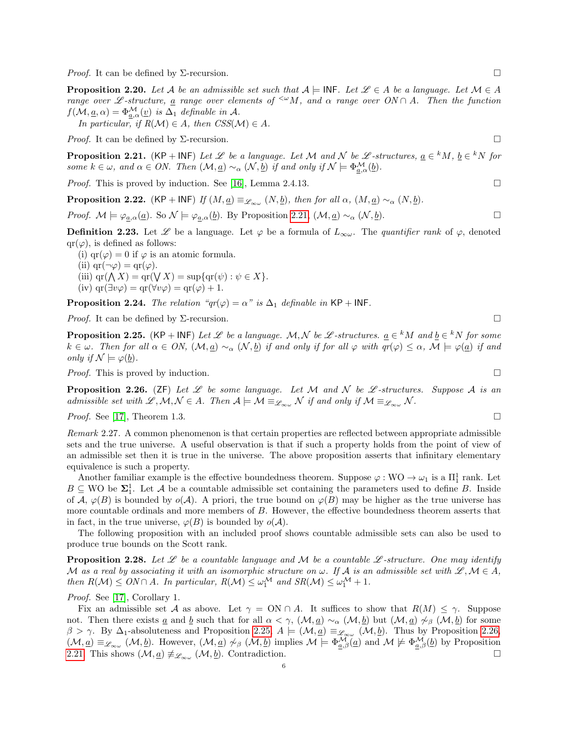*Proof.* It can be defined by Σ-recursion. ☐

**Proposition 2.20.** *Let $\mathcal{A}$ be an admissible set such that $\mathcal{A} \models \mathsf{INF}$. Let $\mathscr{L} \in A$ be a language. Let $\mathcal{M} \in A$ range over $\mathscr{L}$-structure, $\underline{a}$ range over elements of ${}^{<\omega}M$, and $\alpha$ range over $ON \cap A$. Then the function $f(\mathcal{M}, \underline{a}, \alpha) = \Phi^{\mathcal{M}}_{\underline{a},\alpha}(\underline{v})$ is $\Delta_1$ definable in $\mathcal{A}$.*

*In particular, if $R(\mathcal{M}) \in A$, then $CSS(\mathcal{M}) \in A$.*

*Proof.* It can be defined by Σ-recursion. ☐

**Proposition 2.21.** ($\mathsf{KP} + \mathsf{INF}$) *Let $\mathscr{L}$ be a language. Let $\mathcal{M}$ and $\mathcal{N}$ be $\mathscr{L}$-structures, $\underline{a} \in {}^{k}M$, $\underline{b} \in {}^{k}N$ for some $k \in \omega$, and $\alpha \in ON$. Then $(\mathcal{M}, \underline{a}) \sim_\alpha (\mathcal{N}, \underline{b})$ if and only if $\mathcal{N} \models \Phi^{\mathcal{M}}_{\underline{a},\alpha}(\underline{b})$.*

*Proof.* This is proved by induction. See [16], Lemma 2.4.13. ☐

**Proposition 2.22.** ($\mathsf{KP} + \mathsf{INF}$) *If $(M, \underline{a}) \equiv_{\mathscr{L}_{\infty\omega}} (N, \underline{b})$, then for all $\alpha$, $(M, \underline{a}) \sim_\alpha (N, \underline{b})$.*

*Proof.* $\mathcal{M} \models \varphi_{\underline{a},\alpha}(\underline{a})$. So $\mathcal{N} \models \varphi_{\underline{a},\alpha}(\underline{b})$. By Proposition 2.21, $(\mathcal{M}, \underline{a}) \sim_\alpha (\mathcal{N}, \underline{b})$. ☐

**Definition 2.23.** Let $\mathscr{L}$ be a language. Let $\varphi$ be a formula of $L_{\infty\omega}$. The *quantifier rank* of $\varphi$, denoted $\mathrm{qr}(\varphi)$, is defined as follows:

(i) $\mathrm{qr}(\varphi) = 0$ if $\varphi$ is an atomic formula.
(ii) $\mathrm{qr}(\neg\varphi) = \mathrm{qr}(\varphi)$.
(iii) $\mathrm{qr}(\bigwedge X) = \mathrm{qr}(\bigvee X) = \sup\{\mathrm{qr}(\psi) : \psi \in X\}$.
(iv) $\mathrm{qr}(\exists v\varphi) = \mathrm{qr}(\forall v\varphi) = \mathrm{qr}(\varphi) + 1$.

**Proposition 2.24.** *The relation "$qr(\varphi) = \alpha$" is $\Delta_1$ definable in $\mathsf{KP} + \mathsf{INF}$.*

*Proof.* It can be defined by Σ-recursion. ☐

**Proposition 2.25.** ($\mathsf{KP} + \mathsf{INF}$) *Let $\mathscr{L}$ be a language. $\mathcal{M}, \mathcal{N}$ be $\mathscr{L}$-structures. $\underline{a} \in {}^{k}M$ and $\underline{b} \in {}^{k}N$ for some $k \in \omega$. Then for all $\alpha \in ON$, $(\mathcal{M}, \underline{a}) \sim_\alpha (\mathcal{N}, \underline{b})$ if and only if for all $\varphi$ with $qr(\varphi) \leq \alpha$, $\mathcal{M} \models \varphi(\underline{a})$ if and only if $\mathcal{N} \models \varphi(\underline{b})$.*

*Proof.* This is proved by induction. ☐

**Proposition 2.26.** ($\mathsf{ZF}$) *Let $\mathscr{L}$ be some language. Let $\mathcal{M}$ and $\mathcal{N}$ be $\mathscr{L}$-structures. Suppose $\mathcal{A}$ is an admissible set with $\mathscr{L}, \mathcal{M}, \mathcal{N} \in A$. Then $\mathcal{A} \models \mathcal{M} \equiv_{\mathscr{L}_{\infty\omega}} \mathcal{N}$ if and only if $\mathcal{M} \equiv_{\mathscr{L}_{\infty\omega}} \mathcal{N}$.*

*Proof.* See [17], Theorem 1.3. ☐

*Remark* 2.27. A common phenomenon is that certain properties are reflected between appropriate admissible sets and the true universe. A useful observation is that if such a property holds from the point of view of an admissible set then it is true in the universe. The above proposition asserts that infinitary elementary equivalence is such a property.

Another familiar example is the effective boundedness theorem. Suppose $\varphi : \mathrm{WO} \to \omega_1$ is a $\Pi^1_1$ rank. Let $B \subseteq \mathrm{WO}$ be $\mathbf{\Sigma}^1_1$. Let $\mathcal{A}$ be a countable admissible set containing the parameters used to define $B$. Inside of $\mathcal{A}$, $\varphi(B)$ is bounded by $o(\mathcal{A})$. A priori, the true bound on $\varphi(B)$ may be higher as the true universe has more countable ordinals and more members of $B$. However, the effective boundedness theorem asserts that in fact, in the true universe, $\varphi(B)$ is bounded by $o(\mathcal{A})$.

The following proposition with an included proof shows countable admissible sets can also be used to produce true bounds on the Scott rank.

**Proposition 2.28.** *Let $\mathscr{L}$ be a countable language and $\mathcal{M}$ be a countable $\mathscr{L}$-structure. One may identify $\mathcal{M}$ as a real by associating it with an isomorphic structure on $\omega$. If $\mathcal{A}$ is an admissible set with $\mathscr{L}, \mathcal{M} \in A$, then $R(\mathcal{M}) \leq ON \cap A$. In particular, $R(\mathcal{M}) \leq \omega_1^{\mathcal{M}}$ and $SR(\mathcal{M}) \leq \omega_1^{\mathcal{M}} + 1$.*

*Proof.* See [17], Corollary 1.

Fix an admissible set $\mathcal{A}$ as above. Let $\gamma = \mathrm{ON} \cap A$. It suffices to show that $R(M) \leq \gamma$. Suppose not. Then there exists $\underline{a}$ and $\underline{b}$ such that for all $\alpha < \gamma$, $(\mathcal{M}, \underline{a}) \sim_\alpha (\mathcal{M}, \underline{b})$ but $(\mathcal{M}, \underline{a}) \not\sim_\beta (\mathcal{M}, \underline{b})$ for some $\beta > \gamma$. By $\Delta_1$-absoluteness and Proposition 2.25, $A \models (\mathcal{M}, \underline{a}) \equiv_{\mathscr{L}_{\infty\omega}} (\mathcal{M}, \underline{b})$. Thus by Proposition 2.26, $(\mathcal{M}, \underline{a}) \equiv_{\mathscr{L}_{\infty\omega}} (\mathcal{M}, \underline{b})$. However, $(\mathcal{M}, \underline{a}) \not\sim_\beta (\mathcal{M}, \underline{b})$ implies $\mathcal{M} \models \Phi^{\mathcal{M}}_{\underline{a},\beta}(\underline{a})$ and $\mathcal{M} \not\models \Phi^{\mathcal{M}}_{\underline{a},\beta}(\underline{b})$ by Proposition 2.21. This shows $(\mathcal{M}, \underline{a}) \not\equiv_{\mathscr{L}_{\infty\omega}} (\mathcal{M}, \underline{b})$. Contradiction. ☐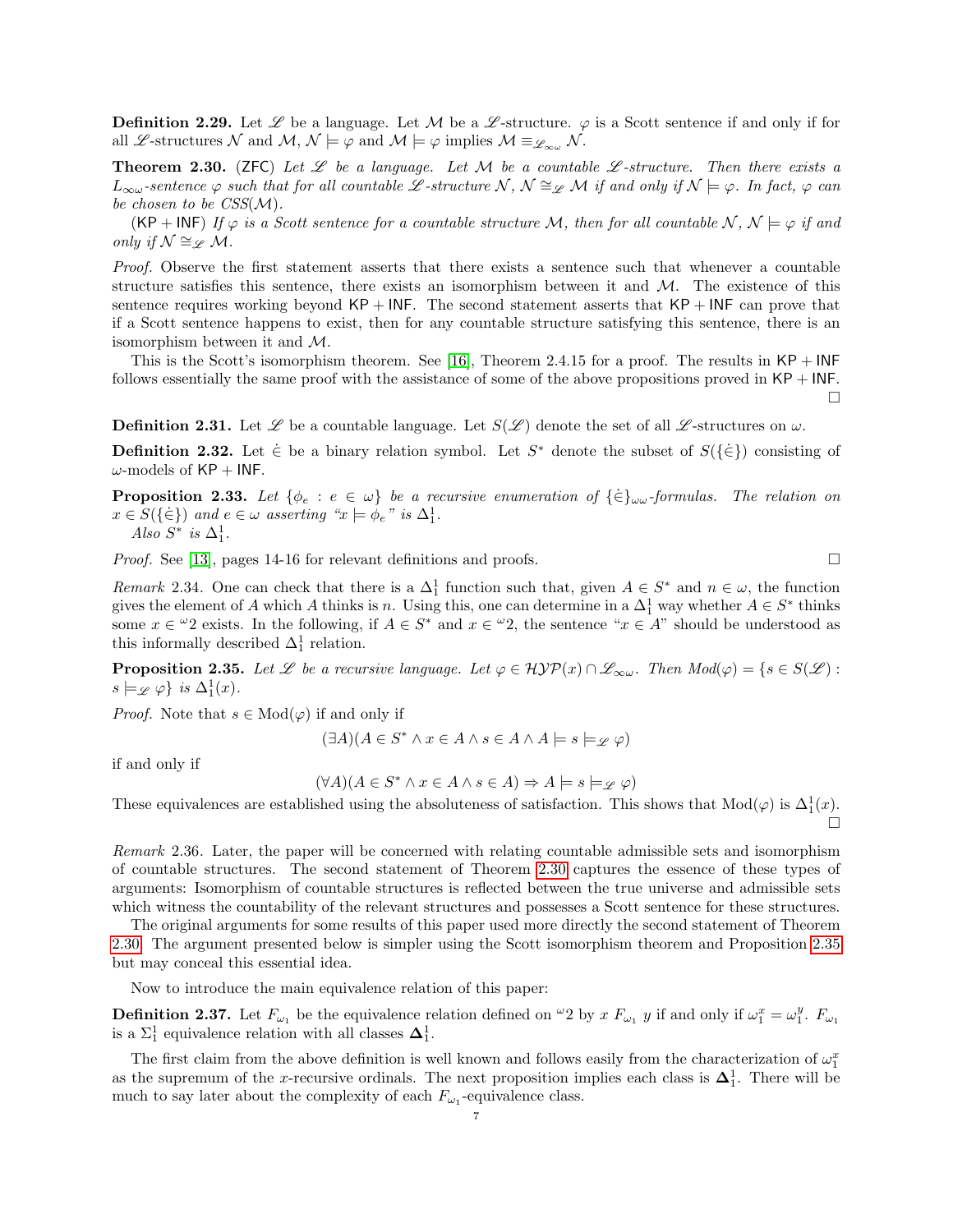**Definition 2.29.** Let $\mathscr{L}$ be a language. Let $\mathcal{M}$ be a $\mathscr{L}$-structure. $\varphi$ is a Scott sentence if and only if for all $\mathscr{L}$-structures $\mathcal{N}$ and $\mathcal{M}$, $\mathcal{N} \models \varphi$ and $\mathcal{M} \models \varphi$ implies $\mathcal{M} \equiv_{\mathscr{L}_{\infty\omega}} \mathcal{N}$.

**Theorem 2.30.** (ZFC) *Let $\mathscr{L}$ be a language. Let $\mathcal{M}$ be a countable $\mathscr{L}$-structure. Then there exists a $L_{\infty\omega}$-sentence $\varphi$ such that for all countable $\mathscr{L}$-structure $\mathcal{N}$, $\mathcal{N} \cong_{\mathscr{L}} \mathcal{M}$ if and only if $\mathcal{N} \models \varphi$. In fact, $\varphi$ can be chosen to be $CSS(\mathcal{M})$.*

(KP + INF) *If $\varphi$ is a Scott sentence for a countable structure $\mathcal{M}$, then for all countable $\mathcal{N}$, $\mathcal{N} \models \varphi$ if and only if $\mathcal{N} \cong_{\mathscr{L}} \mathcal{M}$.*

*Proof.* Observe the first statement asserts that there exists a sentence such that whenever a countable structure satisfies this sentence, there exists an isomorphism between it and $\mathcal{M}$. The existence of this sentence requires working beyond KP + INF. The second statement asserts that KP + INF can prove that if a Scott sentence happens to exist, then for any countable structure satisfying this sentence, there is an isomorphism between it and $\mathcal{M}$.

This is the Scott's isomorphism theorem. See [16], Theorem 2.4.15 for a proof. The results in KP + INF follows essentially the same proof with the assistance of some of the above propositions proved in KP + INF. □

**Definition 2.31.** Let $\mathscr{L}$ be a countable language. Let $S(\mathscr{L})$ denote the set of all $\mathscr{L}$-structures on $\omega$.

**Definition 2.32.** Let $\dot{\in}$ be a binary relation symbol. Let $S^*$ denote the subset of $S(\{\dot{\in}\})$ consisting of $\omega$-models of KP + INF.

**Proposition 2.33.** *Let $\{\phi_e : e \in \omega\}$ be a recursive enumeration of $\{\dot{\in}\}_{\omega\omega}$-formulas. The relation on $x \in S(\{\dot{\in}\})$ and $e \in \omega$ asserting "$x \models \phi_e$" is $\Delta^1_1$.*

*Also $S^*$ is $\Delta^1_1$.*

*Proof.* See [13], pages 14-16 for relevant definitions and proofs. □

*Remark* 2.34. One can check that there is a $\Delta^1_1$ function such that, given $A \in S^*$ and $n \in \omega$, the function gives the element of $A$ which $A$ thinks is $n$. Using this, one can determine in a $\Delta^1_1$ way whether $A \in S^*$ thinks some $x \in {}^\omega 2$ exists. In the following, if $A \in S^*$ and $x \in {}^\omega 2$, the sentence "$x \in A$" should be understood as this informally described $\Delta^1_1$ relation.

**Proposition 2.35.** *Let $\mathscr{L}$ be a recursive language. Let $\varphi \in \mathcal{HYP}(x) \cap \mathscr{L}_{\infty\omega}$. Then $Mod(\varphi) = \{s \in S(\mathscr{L}) : s \models_{\mathscr{L}} \varphi\}$ is $\Delta^1_1(x)$.*

*Proof.* Note that $s \in \text{Mod}(\varphi)$ if and only if

$$(\exists A)(A \in S^* \wedge x \in A \wedge s \in A \wedge A \models s \models_{\mathscr{L}} \varphi)$$

if and only if

$$(\forall A)(A \in S^* \wedge x \in A \wedge s \in A) \Rightarrow A \models s \models_{\mathscr{L}} \varphi)$$

These equivalences are established using the absoluteness of satisfaction. This shows that $\text{Mod}(\varphi)$ is $\Delta^1_1(x)$. □

*Remark* 2.36. Later, the paper will be concerned with relating countable admissible sets and isomorphism of countable structures. The second statement of Theorem 2.30 captures the essence of these types of arguments: Isomorphism of countable structures is reflected between the true universe and admissible sets which witness the countability of the relevant structures and possesses a Scott sentence for these structures.

The original arguments for some results of this paper used more directly the second statement of Theorem 2.30. The argument presented below is simpler using the Scott isomorphism theorem and Proposition 2.35 but may conceal this essential idea.

Now to introduce the main equivalence relation of this paper:

**Definition 2.37.** Let $F_{\omega_1}$ be the equivalence relation defined on ${}^\omega 2$ by $x \; F_{\omega_1} \; y$ if and only if $\omega_1^x = \omega_1^y$. $F_{\omega_1}$ is a $\Sigma^1_1$ equivalence relation with all classes $\boldsymbol{\Delta}^1_1$.

The first claim from the above definition is well known and follows easily from the characterization of $\omega_1^x$ as the supremum of the $x$-recursive ordinals. The next proposition implies each class is $\boldsymbol{\Delta}^1_1$. There will be much to say later about the complexity of each $F_{\omega_1}$-equivalence class.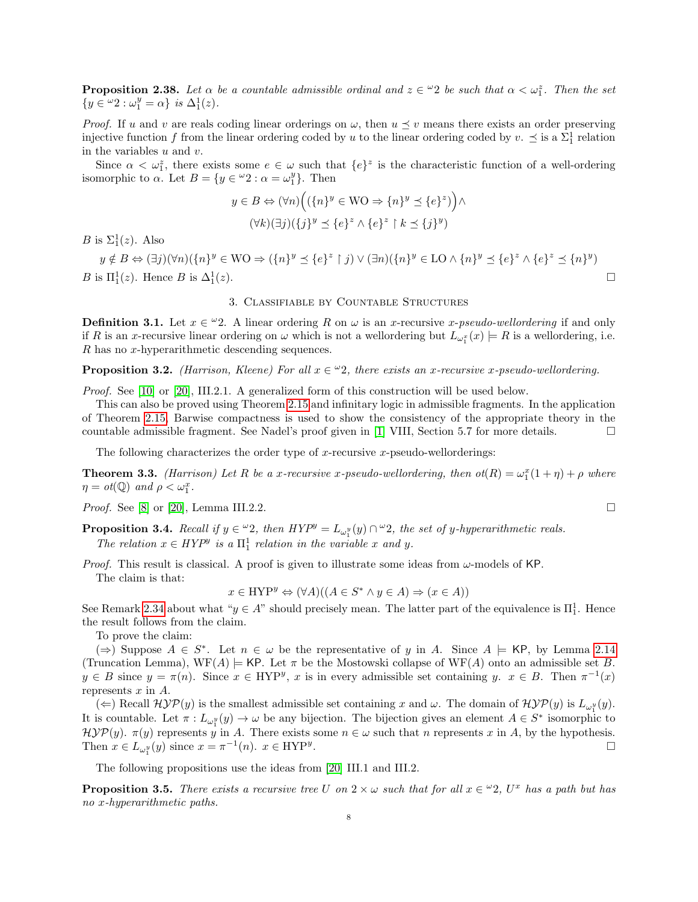**Proposition 2.38.** *Let $\alpha$ be a countable admissible ordinal and $z \in {}^\omega 2$ be such that $\alpha < \omega_1^z$. Then the set $\{y \in {}^\omega 2 : \omega_1^y = \alpha\}$ is $\Delta_1^1(z)$.*

*Proof.* If $u$ and $v$ are reals coding linear orderings on $\omega$, then $u \preceq v$ means there exists an order preserving injective function $f$ from the linear ordering coded by $u$ to the linear ordering coded by $v$. $\preceq$ is a $\Sigma_1^1$ relation in the variables $u$ and $v$.

Since $\alpha < \omega_1^z$, there exists some $e \in \omega$ such that $\{e\}^z$ is the characteristic function of a well-ordering isomorphic to $\alpha$. Let $B = \{y \in {}^\omega 2 : \alpha = \omega_1^y\}$. Then

$$y \in B \Leftrightarrow (\forall n)\Big((\{n\}^y \in \text{WO} \Rightarrow \{n\}^y \preceq \{e\}^z)\Big) \wedge$$
$$(\forall k)(\exists j)(\{j\}^y \preceq \{e\}^z \wedge \{e\}^z \upharpoonright k \preceq \{j\}^y)$$

$B$ is $\Sigma_1^1(z)$. Also

$$y \notin B \Leftrightarrow (\exists j)(\forall n)(\{n\}^y \in \text{WO} \Rightarrow (\{n\}^y \preceq \{e\}^z \upharpoonright j) \vee (\exists n)(\{n\}^y \in \text{LO} \wedge \{n\}^y \preceq \{e\}^z \wedge \{e\}^z \preceq \{n\}^y)$$

$B$ is $\Pi_1^1(z)$. Hence $B$ is $\Delta_1^1(z)$. $\square$

## 3. Classifiable by Countable Structures

**Definition 3.1.** Let $x \in {}^\omega 2$. A linear ordering $R$ on $\omega$ is an $x$-recursive $x$-*pseudo-wellordering* if and only if $R$ is an $x$-recursive linear ordering on $\omega$ which is not a wellordering but $L_{\omega_1^x}(x) \models R$ is a wellordering, i.e. $R$ has no $x$-hyperarithmetic descending sequences.

**Proposition 3.2.** *(Harrison, Kleene) For all $x \in {}^\omega 2$, there exists an $x$-recursive $x$-pseudo-wellordering.*

*Proof.* See [10] or [20], III.2.1. A generalized form of this construction will be used below.

This can also be proved using Theorem 2.15 and infinitary logic in admissible fragments. In the application of Theorem 2.15, Barwise compactness is used to show the consistency of the appropriate theory in the countable admissible fragment. See Nadel's proof given in [1] VIII, Section 5.7 for more details. $\square$

The following characterizes the order type of $x$-recursive $x$-pseudo-wellorderings:

**Theorem 3.3.** *(Harrison) Let $R$ be a $x$-recursive $x$-pseudo-wellordering, then $ot(R) = \omega_1^x(1+\eta) + \rho$ where $\eta = ot(\mathbb{Q})$ and $\rho < \omega_1^x$.*

*Proof.* See [8] or [20], Lemma III.2.2. $\square$

**Proposition 3.4.** *Recall if $y \in {}^\omega 2$, then $HYP^y = L_{\omega_1^y}(y) \cap {}^\omega 2$, the set of $y$-hyperarithmetic reals.*

*The relation $x \in HYP^y$ is a $\Pi_1^1$ relation in the variable $x$ and $y$.*

*Proof.* This result is classical. A proof is given to illustrate some ideas from $\omega$-models of $\mathsf{KP}$.

The claim is that:

$$x \in \text{HYP}^y \Leftrightarrow (\forall A)((A \in S^* \wedge y \in A) \Rightarrow (x \in A))$$

See Remark 2.34 about what "$y \in A$" should precisely mean. The latter part of the equivalence is $\Pi_1^1$. Hence the result follows from the claim.

To prove the claim:

($\Rightarrow$) Suppose $A \in S^*$. Let $n \in \omega$ be the representative of $y$ in $A$. Since $A \models \mathsf{KP}$, by Lemma 2.14 (Truncation Lemma), $\text{WF}(A) \models \mathsf{KP}$. Let $\pi$ be the Mostowski collapse of $\text{WF}(A)$ onto an admissible set $B$. $y \in B$ since $y = \pi(n)$. Since $x \in \text{HYP}^y$, $x$ is in every admissible set containing $y$. $x \in B$. Then $\pi^{-1}(x)$ represents $x$ in $A$.

($\Leftarrow$) Recall $\mathcal{HYP}(y)$ is the smallest admissible set containing $x$ and $\omega$. The domain of $\mathcal{HYP}(y)$ is $L_{\omega_1^y}(y)$. It is countable. Let $\pi : L_{\omega_1^y}(y) \to \omega$ be any bijection. The bijection gives an element $A \in S^*$ isomorphic to $\mathcal{HYP}(y)$. $\pi(y)$ represents $y$ in $A$. There exists some $n \in \omega$ such that $n$ represents $x$ in $A$, by the hypothesis. Then $x \in L_{\omega_1^y}(y)$ since $x = \pi^{-1}(n)$. $x \in \text{HYP}^y$. $\square$

The following propositions use the ideas from [20] III.1 and III.2.

**Proposition 3.5.** *There exists a recursive tree $U$ on $2 \times \omega$ such that for all $x \in {}^\omega 2$, $U^x$ has a path but has no $x$-hyperarithmetic paths.*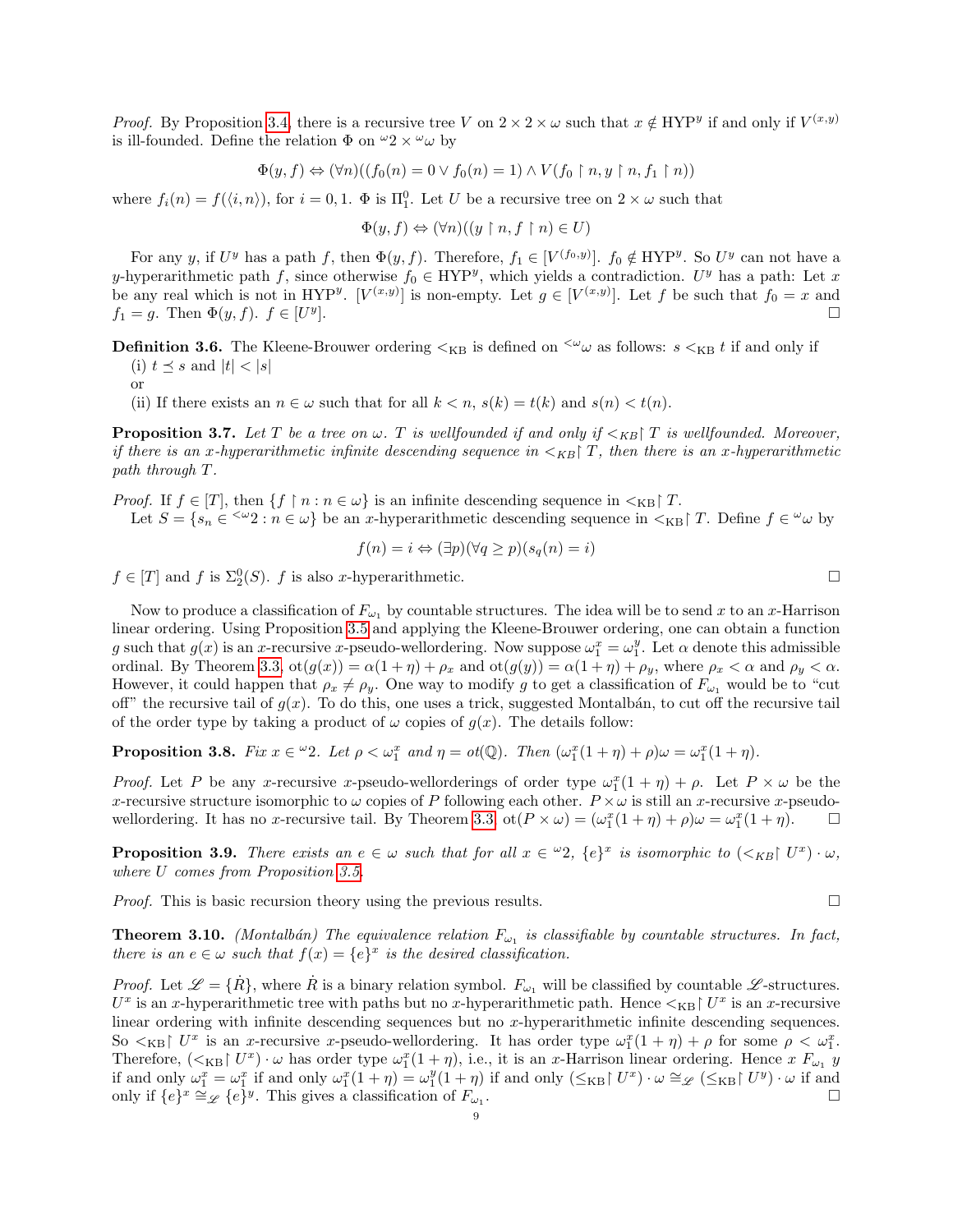*Proof.* By Proposition 3.4, there is a recursive tree $V$ on $2 \times 2 \times \omega$ such that $x \notin \text{HYP}^y$ if and only if $V^{(x,y)}$ is ill-founded. Define the relation $\Phi$ on ${}^\omega 2 \times {}^\omega\omega$ by

$$\Phi(y, f) \Leftrightarrow (\forall n)((f_0(n) = 0 \vee f_0(n) = 1) \wedge V(f_0 \upharpoonright n, y \upharpoonright n, f_1 \upharpoonright n))$$

where $f_i(n) = f(\langle i, n\rangle)$, for $i = 0, 1$. $\Phi$ is $\Pi^0_1$. Let $U$ be a recursive tree on $2 \times \omega$ such that

$$\Phi(y, f) \Leftrightarrow (\forall n)((y \upharpoonright n, f \upharpoonright n) \in U)$$

For any $y$, if $U^y$ has a path $f$, then $\Phi(y, f)$. Therefore, $f_1 \in [V^{(f_0,y)}]$. $f_0 \notin \text{HYP}^y$. So $U^y$ can not have a $y$-hyperarithmetic path $f$, since otherwise $f_0 \in \text{HYP}^y$, which yields a contradiction. $U^y$ has a path: Let $x$ be any real which is not in $\text{HYP}^y$. $[V^{(x,y)}]$ is non-empty. Let $g \in [V^{(x,y)}]$. Let $f$ be such that $f_0 = x$ and $f_1 = g$. Then $\Phi(y, f)$. $f \in [U^y]$. $\square$

**Definition 3.6.** The Kleene-Brouwer ordering $<_{\text{KB}}$ is defined on ${}^{<\omega}\omega$ as follows: $s <_{\text{KB}} t$ if and only if
(i) $t \preceq s$ and $|t| < |s|$
or
(ii) If there exists an $n \in \omega$ such that for all $k < n$, $s(k) = t(k)$ and $s(n) < t(n)$.

**Proposition 3.7.** *Let $T$ be a tree on $\omega$. $T$ is wellfounded if and only if $<_{KB}\upharpoonright T$ is wellfounded. Moreover, if there is an $x$-hyperarithmetic infinite descending sequence in $<_{KB}\upharpoonright T$, then there is an $x$-hyperarithmetic path through $T$.*

*Proof.* If $f \in [T]$, then $\{f \upharpoonright n : n \in \omega\}$ is an infinite descending sequence in $<_{\text{KB}}\upharpoonright T$.
Let $S = \{s_n \in {}^{<\omega}2 : n \in \omega\}$ be an $x$-hyperarithmetic descending sequence in $<_{\text{KB}}\upharpoonright T$. Define $f \in {}^\omega\omega$ by

$$f(n) = i \Leftrightarrow (\exists p)(\forall q \geq p)(s_q(n) = i)$$

$f \in [T]$ and $f$ is $\Sigma^0_2(S)$. $f$ is also $x$-hyperarithmetic. $\square$

Now to produce a classification of $F_{\omega_1}$ by countable structures. The idea will be to send $x$ to an $x$-Harrison linear ordering. Using Proposition 3.5 and applying the Kleene-Brouwer ordering, one can obtain a function $g$ such that $g(x)$ is an $x$-recursive $x$-pseudo-wellordering. Now suppose $\omega_1^x = \omega_1^y$. Let $\alpha$ denote this admissible ordinal. By Theorem 3.3, $\text{ot}(g(x)) = \alpha(1+\eta) + \rho_x$ and $\text{ot}(g(y)) = \alpha(1+\eta) + \rho_y$, where $\rho_x < \alpha$ and $\rho_y < \alpha$. However, it could happen that $\rho_x \neq \rho_y$. One way to modify $g$ to get a classification of $F_{\omega_1}$ would be to "cut off" the recursive tail of $g(x)$. To do this, one uses a trick, suggested Montalbán, to cut off the recursive tail of the order type by taking a product of $\omega$ copies of $g(x)$. The details follow:

**Proposition 3.8.** *Fix $x \in {}^\omega 2$. Let $\rho < \omega_1^x$ and $\eta = ot(\mathbb{Q})$. Then $(\omega_1^x(1+\eta) + \rho)\omega = \omega_1^x(1+\eta)$.*

*Proof.* Let $P$ be any $x$-recursive $x$-pseudo-wellorderings of order type $\omega_1^x(1+\eta) + \rho$. Let $P \times \omega$ be the $x$-recursive structure isomorphic to $\omega$ copies of $P$ following each other. $P \times \omega$ is still an $x$-recursive $x$-pseudo-wellordering. It has no $x$-recursive tail. By Theorem 3.3, $\text{ot}(P \times \omega) = (\omega_1^x(1+\eta) + \rho)\omega = \omega_1^x(1+\eta)$. $\square$

**Proposition 3.9.** *There exists an $e \in \omega$ such that for all $x \in {}^\omega 2$, $\{e\}^x$ is isomorphic to $(<_{KB}\upharpoonright U^x) \cdot \omega$, where $U$ comes from Proposition 3.5.*

*Proof.* This is basic recursion theory using the previous results. $\square$

**Theorem 3.10.** *(Montalbán) The equivalence relation $F_{\omega_1}$ is classifiable by countable structures. In fact, there is an $e \in \omega$ such that $f(x) = \{e\}^x$ is the desired classification.*

*Proof.* Let $\mathscr{L} = \{\dot{R}\}$, where $\dot{R}$ is a binary relation symbol. $F_{\omega_1}$ will be classified by countable $\mathscr{L}$-structures. $U^x$ is an $x$-hyperarithmetic tree with paths but no $x$-hyperarithmetic path. Hence $<_{\text{KB}}\upharpoonright U^x$ is an $x$-recursive linear ordering with infinite descending sequences but no $x$-hyperarithmetic infinite descending sequences. So $<_{\text{KB}}\upharpoonright U^x$ is an $x$-recursive $x$-pseudo-wellordering. It has order type $\omega_1^x(1+\eta) + \rho$ for some $\rho < \omega_1^x$. Therefore, $(<_{\text{KB}}\upharpoonright U^x) \cdot \omega$ has order type $\omega_1^x(1+\eta)$, i.e., it is an $x$-Harrison linear ordering. Hence $x \ F_{\omega_1} \ y$ if and only $\omega_1^x = \omega_1^x$ if and only $\omega_1^x(1+\eta) = \omega_1^y(1+\eta)$ if and only $(\leq_{\text{KB}}\upharpoonright U^x) \cdot \omega \cong_{\mathscr{L}} (\leq_{\text{KB}}\upharpoonright U^y) \cdot \omega$ if and only if $\{e\}^x \cong_{\mathscr{L}} \{e\}^y$. This gives a classification of $F_{\omega_1}$. $\square$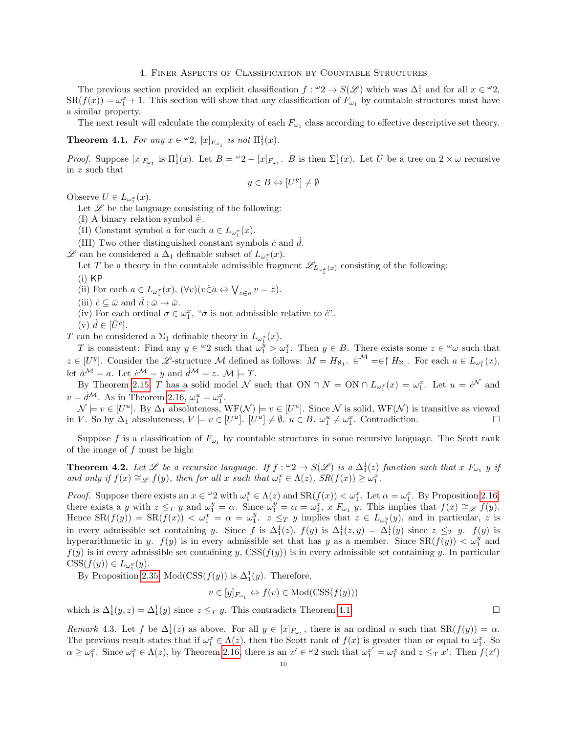## 4. Finer Aspects of Classification by Countable Structures

The previous section provided an explicit classification $f : {}^\omega 2 \to S(\mathscr{L})$ which was $\Delta^1_1$ and for all $x \in {}^\omega 2$, $\mathrm{SR}(f(x)) = \omega_1^x + 1$. This section will show that any classification of $F_{\omega_1}$ by countable structures must have a similar property.

The next result will calculate the complexity of each $F_{\omega_1}$ class according to effective descriptive set theory.

**Theorem 4.1.** *For any $x \in {}^\omega 2$, $[x]_{F_{\omega_1}}$ is not $\Pi^1_1(x)$.*

*Proof.* Suppose $[x]_{F_{\omega_1}}$ is $\Pi^1_1(x)$. Let $B = {}^\omega 2 - [x]_{F_{\omega_1}}$. $B$ is then $\Sigma^1_1(x)$. Let $U$ be a tree on $2 \times \omega$ recursive in $x$ such that

$$y \in B \Leftrightarrow [U^y] \neq \emptyset$$

Observe $U \in L_{\omega_1^x}(x)$.

Let $\mathscr{L}$ be the language consisting of the following:

(I) A binary relation symbol $\dot{\in}$.

(II) Constant symbol $\bar{a}$ for each $a \in L_{\omega_1^x}(x)$.

(III) Two other distinguished constant symbols $\dot{c}$ and $\dot{d}$.

$\mathscr{L}$ can be considered a $\Delta_1$ definable subset of $L_{\omega_1^x}(x)$.

Let $T$ be a theory in the countable admissible fragment $\mathscr{L}_{L_{\omega_1^x}(x)}$ consisting of the following:

(i) KP

(ii) For each $a \in L_{\omega_1^x}(x)$, $(\forall v)(v \dot{\in} \bar{a} \Leftrightarrow \bigvee_{z \in a} v = \bar{z})$.

(iii) $\dot{c} \subseteq \bar{\omega}$ and $\dot{d} : \bar{\omega} \to \bar{\omega}$.

(iv) For each ordinal $\sigma \in \omega_1^x$, "$\bar{\sigma}$ is not admissible relative to $\dot{c}$".

(v) $\dot{d} \in [\bar{U}^{\dot{c}}]$.

$T$ can be considered a $\Sigma_1$ definable theory in $L_{\omega_1^x}(x)$.

$T$ is consistent: Find any $y \in {}^\omega 2$ such that $\omega_1^y > \omega_1^x$. Then $y \in B$. There exists some $z \in {}^\omega\omega$ such that $z \in [U^y]$. Consider the $\mathscr{L}$-structure $\mathcal{M}$ defined as follows: $M = H_{\aleph_1}$. $\dot{\in}^{\mathcal{M}} = \in\restriction H_{\aleph_1}$. For each $a \in L_{\omega_1^x}(x)$, let $\bar{a}^{\mathcal{M}} = a$. Let $\dot{c}^{\mathcal{M}} = y$ and $\dot{d}^{\mathcal{M}} = z$. $\mathcal{M} \models T$.

By Theorem 2.15, $T$ has a solid model $\mathcal{N}$ such that $\mathrm{ON} \cap N = \mathrm{ON} \cap L_{\omega_1^x}(x) = \omega_1^x$. Let $u = \dot{c}^{\mathcal{N}}$ and $v = \dot{d}^{\mathcal{M}}$. As in Theorem 2.16, $\omega_1^u = \omega_1^x$.

$\mathcal{N} \models v \in [U^u]$. By $\Delta_1$ absoluteness, $\mathrm{WF}(\mathcal{N}) \models v \in [U^u]$. Since $\mathcal{N}$ is solid, $\mathrm{WF}(\mathcal{N})$ is transitive as viewed in $V$. So by $\Delta_1$ absoluteness, $V \models v \in [U^u]$. $[U^u] \neq \emptyset$. $u \in B$. $\omega_1^u \neq \omega_1^x$. Contradiction. $\square$

Suppose $f$ is a classification of $F_{\omega_1}$ by countable structures in some recursive language. The Scott rank of the image of $f$ must be high:

**Theorem 4.2.** *Let $\mathscr{L}$ be a recursive language. If $f : {}^\omega 2 \to S(\mathscr{L})$ is a $\Delta^1_1(z)$ function such that $x \; F_{\omega_1} \; y$ if and only if $f(x) \cong_{\mathscr{L}} f(y)$, then for all $x$ such that $\omega_1^x \in \Lambda(z)$, $SR(f(x)) \geq \omega_1^x$.*

*Proof.* Suppose there exists an $x \in {}^\omega 2$ with $\omega_1^x \in \Lambda(z)$ and $\mathrm{SR}(f(x)) < \omega_1^x$. Let $\alpha = \omega_1^x$. By Proposition 2.16, there exists a $y$ with $z \leq_T y$ and $\omega_1^y = \alpha$. Since $\omega_1^y = \alpha = \omega_1^x$, $x \; F_{\omega_1} \; y$. This implies that $f(x) \cong_{\mathscr{L}} f(y)$. Hence $\mathrm{SR}(f(y)) = \mathrm{SR}(f(x)) < \omega_1^x = \alpha = \omega_1^y$. $z \leq_T y$ implies that $z \in L_{\omega_1^y}(y)$, and in particular, $z$ is in every admissible set containing $y$. Since $f$ is $\Delta^1_1(z)$, $f(y)$ is $\Delta^1_1(z, y) = \Delta^1_1(y)$ since $z \leq_T y$. $f(y)$ is hyperarithmetic in $y$. $f(y)$ is in every admissible set that has $y$ as a member. Since $\mathrm{SR}(f(y)) < \omega_1^y$ and $f(y)$ is in every admissible set containing $y$, $\mathrm{CSS}(f(y))$ is in every admissible set containing $y$. In particular $\mathrm{CSS}(f(y)) \in L_{\omega_1^y}(y)$.

By Proposition 2.35, $\mathrm{Mod}(\mathrm{CSS}(f(y))$ is $\Delta^1_1(y)$. Therefore,

$$v \in [y]_{F_{\omega_1}} \Leftrightarrow f(v) \in \mathrm{Mod}(\mathrm{CSS}(f(y)))$$

which is $\Delta^1_1(y, z) = \Delta^1_1(y)$ since $z \leq_T y$. This contradicts Theorem 4.1. $\square$

*Remark* 4.3. Let $f$ be $\Delta^1_1(z)$ as above. For all $y \in [x]_{F_{\omega_1}}$, there is an ordinal $\alpha$ such that $\mathrm{SR}(f(y)) = \alpha$. The previous result states that if $\omega_1^x \in \Lambda(z)$, then the Scott rank of $f(x)$ is greater than or equal to $\omega_1^x$. So $\alpha \geq \omega_1^x$. Since $\omega_1^x \in \Lambda(z)$, by Theorem 2.16, there is an $x' \in {}^\omega 2$ such that $\omega_1^{x'} = \omega_1^x$ and $z \leq_{\mathrm{T}} x'$. Then $f(x')$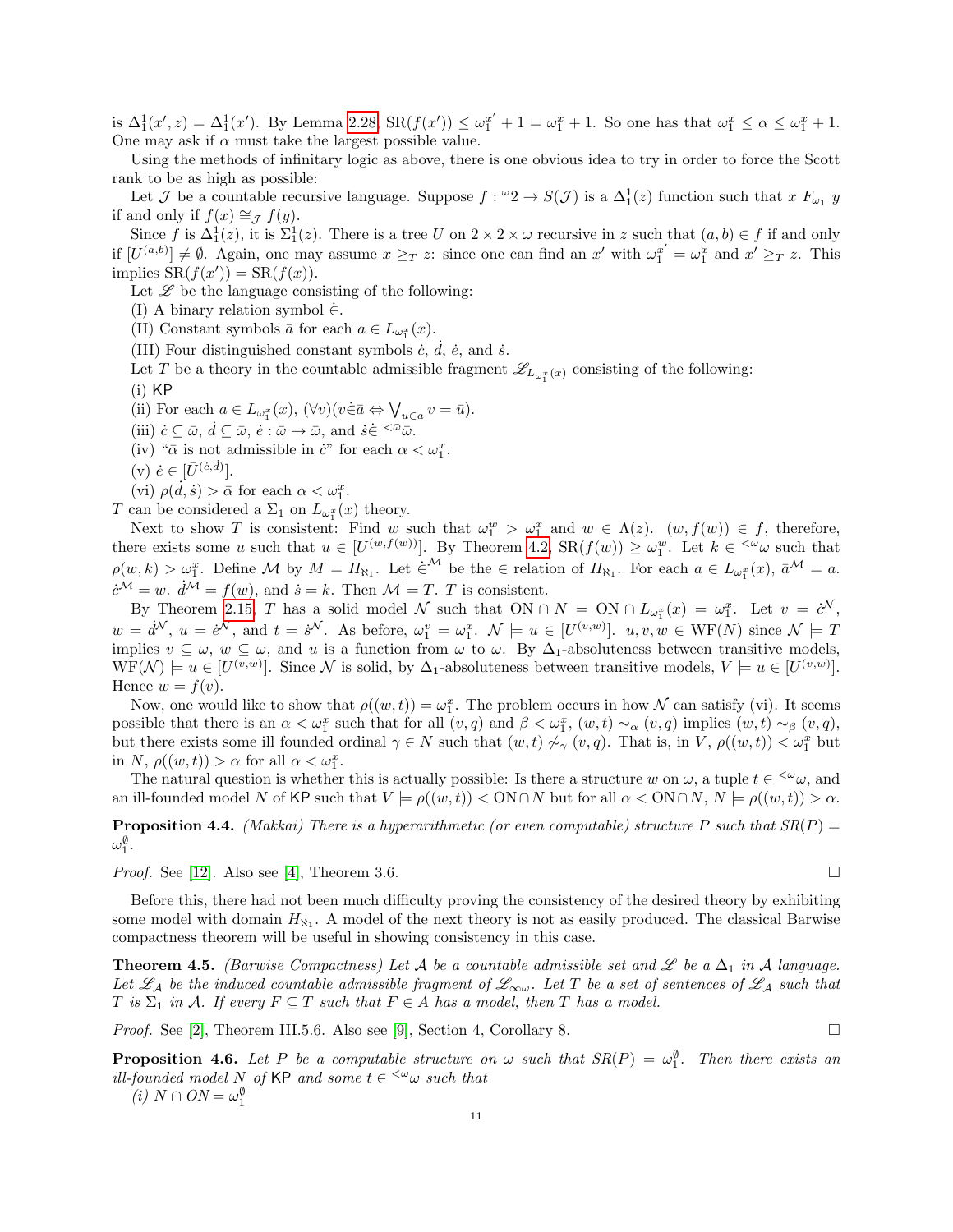is $\Delta^1_1(x', z) = \Delta^1_1(x')$. By Lemma 2.28, $\text{SR}(f(x')) \leq \omega_1^{x'} + 1 = \omega_1^x + 1$. So one has that $\omega_1^x \leq \alpha \leq \omega_1^x + 1$. One may ask if $\alpha$ must take the largest possible value.

Using the methods of infinitary logic as above, there is one obvious idea to try in order to force the Scott rank to be as high as possible:

Let $\mathcal{J}$ be a countable recursive language. Suppose $f : {}^\omega 2 \to S(\mathcal{J})$ is a $\Delta^1_1(z)$ function such that $x \; F_{\omega_1} \; y$ if and only if $f(x) \cong_{\mathcal{J}} f(y)$.

Since $f$ is $\Delta^1_1(z)$, it is $\Sigma^1_1(z)$. There is a tree $U$ on $2 \times 2 \times \omega$ recursive in $z$ such that $(a, b) \in f$ if and only if $[U^{(a,b)}] \neq \emptyset$. Again, one may assume $x \geq_T z$: since one can find an $x'$ with $\omega_1^{x'} = \omega_1^x$ and $x' \geq_T z$. This implies $\text{SR}(f(x')) = \text{SR}(f(x))$.

Let $\mathscr{L}$ be the language consisting of the following:

(I) A binary relation symbol $\dot{\in}$.

(II) Constant symbols $\bar{a}$ for each $a \in L_{\omega_1^x}(x)$.

(III) Four distinguished constant symbols $\dot{c}$, $\dot{d}$, $\dot{e}$, and $\dot{s}$.

Let $T$ be a theory in the countable admissible fragment $\mathscr{L}_{L_{\omega_1^x}(x)}$ consisting of the following:

(i) $\mathsf{KP}$

(ii) For each $a \in L_{\omega_1^x}(x)$, $(\forall v)(v \dot{\in} \bar{a} \Leftrightarrow \bigvee_{u \in a} v = \bar{u})$.

(iii) $\dot{c} \subseteq \bar{\omega}$, $\dot{d} \subseteq \bar{\omega}$, $\dot{e} : \bar{\omega} \to \bar{\omega}$, and $\dot{s} \dot{\in} {}^{<\bar{\omega}}\bar{\omega}$.

(iv) "$\bar{\alpha}$ is not admissible in $\dot{c}$" for each $\alpha < \omega_1^x$.

(v) $\dot{e} \in [\bar{U}^{(\dot{c}, \dot{d})}]$.

(vi) $\rho(\dot{d}, \dot{s}) > \bar{\alpha}$ for each $\alpha < \omega_1^x$.

$T$ can be considered a $\Sigma_1$ on $L_{\omega_1^x}(x)$ theory.

Next to show $T$ is consistent: Find $w$ such that $\omega_1^w > \omega_1^x$ and $w \in \Lambda(z)$. $(w, f(w)) \in f$, therefore, there exists some $u$ such that $u \in [U^{(w, f(w))}]$. By Theorem 4.2, $\text{SR}(f(w)) \geq \omega_1^w$. Let $k \in {}^{<\omega}\omega$ such that $\rho(w, k) > \omega_1^x$. Define $\mathcal{M}$ by $M = H_{\aleph_1}$. Let $\dot{\in}^{\mathcal{M}}$ be the $\in$ relation of $H_{\aleph_1}$. For each $a \in L_{\omega_1^x}(x)$, $\bar{a}^{\mathcal{M}} = a$. $\dot{c}^{\mathcal{M}} = w$. $\dot{d}^{\mathcal{M}} = f(w)$, and $\dot{s} = k$. Then $\mathcal{M} \models T$. $T$ is consistent.

By Theorem 2.15, $T$ has a solid model $\mathcal{N}$ such that $\text{ON} \cap N = \text{ON} \cap L_{\omega_1^x}(x) = \omega_1^x$. Let $v = \dot{c}^{\mathcal{N}}$, $w = \dot{d}^{\mathcal{N}}$, $u = \dot{e}^{\mathcal{N}}$, and $t = \dot{s}^{\mathcal{N}}$. As before, $\omega_1^v = \omega_1^x$. $\mathcal{N} \models u \in [U^{(v,w)}]$. $u, v, w \in \text{WF}(N)$ since $\mathcal{N} \models T$ implies $v \subseteq \omega$, $w \subseteq \omega$, and $u$ is a function from $\omega$ to $\omega$. By $\Delta_1$-absoluteness between transitive models, $\text{WF}(\mathcal{N}) \models u \in [U^{(v,w)}]$. Since $\mathcal{N}$ is solid, by $\Delta_1$-absoluteness between transitive models, $V \models u \in [U^{(v,w)}]$. Hence $w = f(v)$.

Now, one would like to show that $\rho((w, t)) = \omega_1^x$. The problem occurs in how $\mathcal{N}$ can satisfy (vi). It seems possible that there is an $\alpha < \omega_1^x$ such that for all $(v, q)$ and $\beta < \omega_1^x$, $(w, t) \sim_\alpha (v, q)$ implies $(w, t) \sim_\beta (v, q)$, but there exists some ill founded ordinal $\gamma \in N$ such that $(w, t) \not\sim_\gamma (v, q)$. That is, in $V$, $\rho((w, t)) < \omega_1^x$ but in $N$, $\rho((w, t)) > \alpha$ for all $\alpha < \omega_1^x$.

The natural question is whether this is actually possible: Is there a structure $w$ on $\omega$, a tuple $t \in {}^{<\omega}\omega$, and an ill-founded model $N$ of $\mathsf{KP}$ such that $V \models \rho((w, t)) < \text{ON} \cap N$ but for all $\alpha < \text{ON} \cap N$, $N \models \rho((w, t)) > \alpha$.

**Proposition 4.4.** *(Makkai) There is a hyperarithmetic (or even computable) structure $P$ such that $SR(P) = \omega_1^\emptyset$.*

*Proof.* See [12]. Also see [4], Theorem 3.6. $\square$

Before this, there had not been much difficulty proving the consistency of the desired theory by exhibiting some model with domain $H_{\aleph_1}$. A model of the next theory is not as easily produced. The classical Barwise compactness theorem will be useful in showing consistency in this case.

**Theorem 4.5.** *(Barwise Compactness) Let $\mathcal{A}$ be a countable admissible set and $\mathscr{L}$ be a $\Delta_1$ in $\mathcal{A}$ language. Let $\mathscr{L}_{\mathcal{A}}$ be the induced countable admissible fragment of $\mathscr{L}_{\infty\omega}$. Let $T$ be a set of sentences of $\mathscr{L}_{\mathcal{A}}$ such that $T$ is $\Sigma_1$ in $\mathcal{A}$. If every $F \subseteq T$ such that $F \in A$ has a model, then $T$ has a model.*

*Proof.* See [2], Theorem III.5.6. Also see [9], Section 4, Corollary 8. $\square$

**Proposition 4.6.** *Let $P$ be a computable structure on $\omega$ such that $SR(P) = \omega_1^\emptyset$. Then there exists an ill-founded model $N$ of $\mathsf{KP}$ and some $t \in {}^{<\omega}\omega$ such that*

*(i) $N \cap ON = \omega_1^\emptyset$*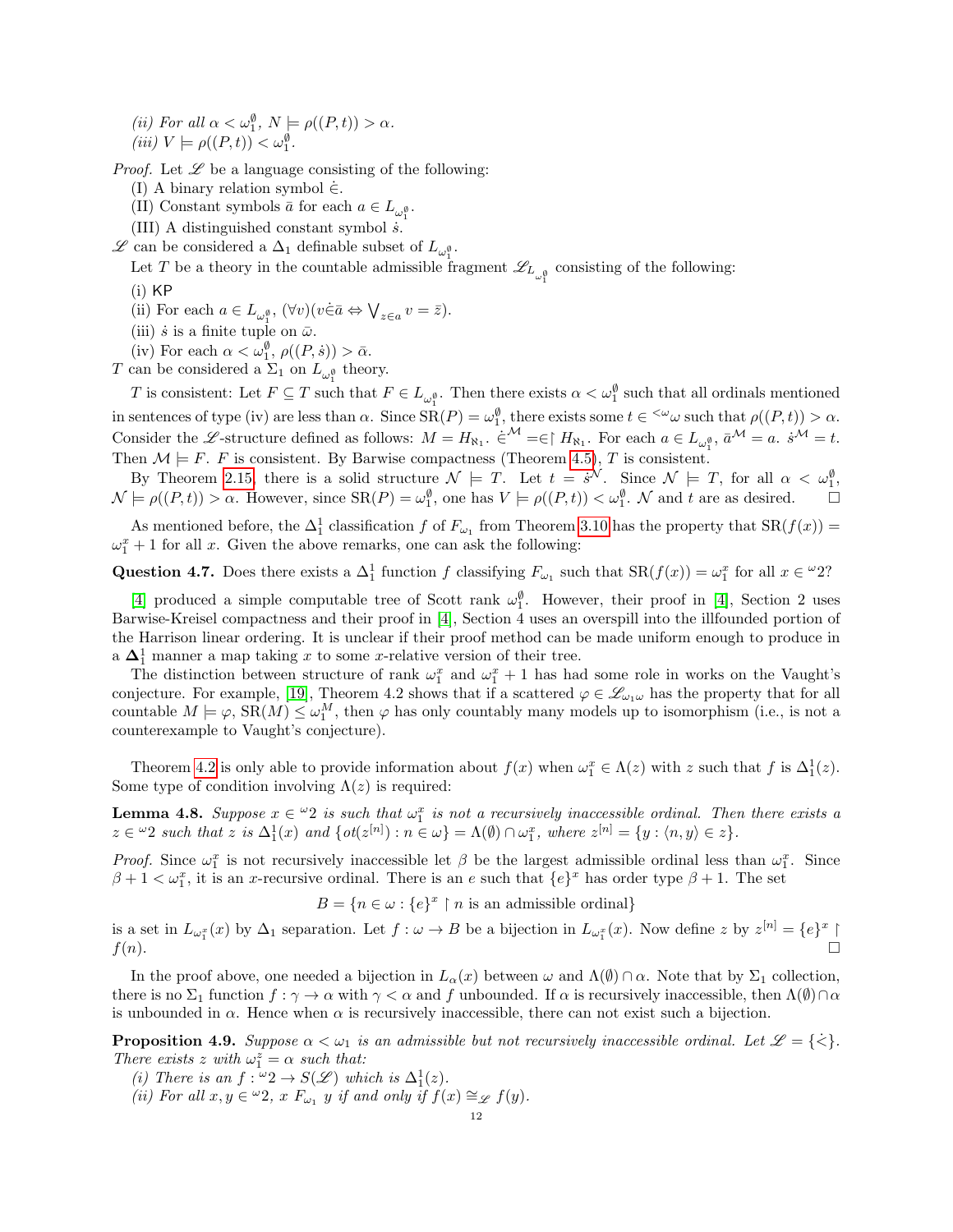*(ii) For all $\alpha < \omega_1^\emptyset$, $N \models \rho((P,t)) > \alpha$.*
*(iii) $V \models \rho((P,t)) < \omega_1^\emptyset$.*

*Proof.* Let $\mathscr{L}$ be a language consisting of the following:
(I) A binary relation symbol $\dot{\in}$.
(II) Constant symbols $\bar{a}$ for each $a \in L_{\omega_1^\emptyset}$.
(III) A distinguished constant symbol $\dot{s}$.

$\mathscr{L}$ can be considered a $\Delta_1$ definable subset of $L_{\omega_1^\emptyset}$.

Let $T$ be a theory in the countable admissible fragment $\mathscr{L}_{L_{\omega_1^\emptyset}}$ consisting of the following:
(i) $\mathsf{KP}$
(ii) For each $a \in L_{\omega_1^\emptyset}$, $(\forall v)(v \dot{\in} \bar{a} \Leftrightarrow \bigvee_{z \in a} v = \bar{z})$.
(iii) $\dot{s}$ is a finite tuple on $\bar{\omega}$.
(iv) For each $\alpha < \omega_1^\emptyset$, $\rho((P,\dot{s})) > \bar{\alpha}$.

$T$ can be considered a $\Sigma_1$ on $L_{\omega_1^\emptyset}$ theory.

$T$ is consistent: Let $F \subseteq T$ such that $F \in L_{\omega_1^\emptyset}$. Then there exists $\alpha < \omega_1^\emptyset$ such that all ordinals mentioned in sentences of type (iv) are less than $\alpha$. Since $\mathrm{SR}(P) = \omega_1^\emptyset$, there exists some $t \in {}^{<\omega}\omega$ such that $\rho((P,t)) > \alpha$. Consider the $\mathscr{L}$-structure defined as follows: $M = H_{\aleph_1}$. $\dot{\in}^{\mathcal{M}} = \in \restriction H_{\aleph_1}$. For each $a \in L_{\omega_1^\emptyset}$, $\bar{a}^{\mathcal{M}} = a$. $\dot{s}^{\mathcal{M}} = t$. Then $\mathcal{M} \models F$. $F$ is consistent. By Barwise compactness (Theorem 4.5), $T$ is consistent.

By Theorem 2.15, there is a solid structure $\mathcal{N} \models T$. Let $t = \dot{s}^{\mathcal{N}}$. Since $\mathcal{N} \models T$, for all $\alpha < \omega_1^\emptyset$, $\mathcal{N} \models \rho((P,t)) > \alpha$. However, since $\mathrm{SR}(P) = \omega_1^\emptyset$, one has $V \models \rho((P,t)) < \omega_1^\emptyset$. $\mathcal{N}$ and $t$ are as desired. $\square$

As mentioned before, the $\Delta_1^1$ classification $f$ of $F_{\omega_1}$ from Theorem 3.10 has the property that $\mathrm{SR}(f(x)) = \omega_1^x + 1$ for all $x$. Given the above remarks, one can ask the following:

**Question 4.7.** Does there exists a $\Delta_1^1$ function $f$ classifying $F_{\omega_1}$ such that $\mathrm{SR}(f(x)) = \omega_1^x$ for all $x \in {}^\omega 2$?

[4] produced a simple computable tree of Scott rank $\omega_1^\emptyset$. However, their proof in [4], Section 2 uses Barwise-Kreisel compactness and their proof in [4], Section 4 uses an overspill into the illfounded portion of the Harrison linear ordering. It is unclear if their proof method can be made uniform enough to produce in a $\boldsymbol{\Delta}_1^1$ manner a map taking $x$ to some $x$-relative version of their tree.

The distinction between structure of rank $\omega_1^x$ and $\omega_1^x + 1$ has had some role in works on the Vaught's conjecture. For example, [19], Theorem 4.2 shows that if a scattered $\varphi \in \mathscr{L}_{\omega_1\omega}$ has the property that for all countable $M \models \varphi$, $\mathrm{SR}(M) \leq \omega_1^M$, then $\varphi$ has only countably many models up to isomorphism (i.e., is not a counterexample to Vaught's conjecture).

Theorem 4.2 is only able to provide information about $f(x)$ when $\omega_1^x \in \Lambda(z)$ with $z$ such that $f$ is $\Delta_1^1(z)$. Some type of condition involving $\Lambda(z)$ is required:

**Lemma 4.8.** *Suppose $x \in {}^\omega 2$ is such that $\omega_1^x$ is not a recursively inaccessible ordinal. Then there exists a $z \in {}^\omega 2$ such that $z$ is $\Delta_1^1(x)$ and $\{ot(z^{[n]}) : n \in \omega\} = \Lambda(\emptyset) \cap \omega_1^x$, where $z^{[n]} = \{y : \langle n, y\rangle \in z\}$.*

*Proof.* Since $\omega_1^x$ is not recursively inaccessible let $\beta$ be the largest admissible ordinal less than $\omega_1^x$. Since $\beta + 1 < \omega_1^x$, it is an $x$-recursive ordinal. There is an $e$ such that $\{e\}^x$ has order type $\beta + 1$. The set

$$B = \{n \in \omega : \{e\}^x \restriction n \text{ is an admissible ordinal}\}$$

is a set in $L_{\omega_1^x}(x)$ by $\Delta_1$ separation. Let $f : \omega \to B$ be a bijection in $L_{\omega_1^x}(x)$. Now define $z$ by $z^{[n]} = \{e\}^x \restriction f(n)$. $\square$

In the proof above, one needed a bijection in $L_\alpha(x)$ between $\omega$ and $\Lambda(\emptyset) \cap \alpha$. Note that by $\Sigma_1$ collection, there is no $\Sigma_1$ function $f : \gamma \to \alpha$ with $\gamma < \alpha$ and $f$ unbounded. If $\alpha$ is recursively inaccessible, then $\Lambda(\emptyset) \cap \alpha$ is unbounded in $\alpha$. Hence when $\alpha$ is recursively inaccessible, there can not exist such a bijection.

**Proposition 4.9.** *Suppose $\alpha < \omega_1$ is an admissible but not recursively inaccessible ordinal. Let $\mathscr{L} = \{\dot{<}\}$. There exists $z$ with $\omega_1^z = \alpha$ such that:*
*(i) There is an $f : {}^\omega 2 \to S(\mathscr{L})$ which is $\Delta_1^1(z)$.*
*(ii) For all $x, y \in {}^\omega 2$, $x \; F_{\omega_1} \; y$ if and only if $f(x) \cong_{\mathscr{L}} f(y)$.*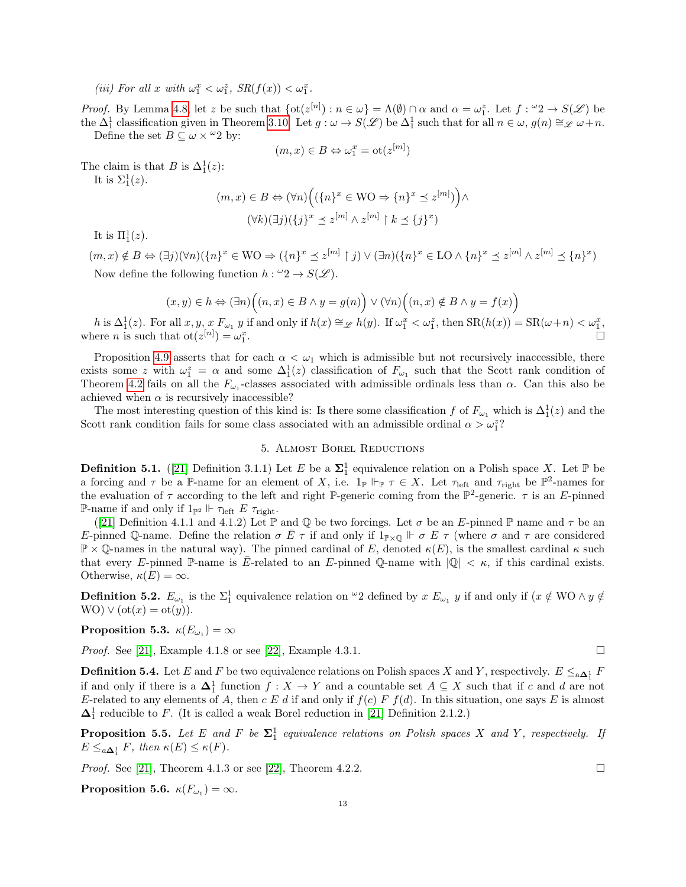*(iii) For all $x$ with $\omega_1^x < \omega_1^z$, $SR(f(x)) < \omega_1^x$.*

*Proof.* By Lemma 4.8, let $z$ be such that $\{\text{ot}(z^{[n]}) : n \in \omega\} = \Lambda(\emptyset) \cap \alpha$ and $\alpha = \omega_1^z$. Let $f : {}^\omega 2 \to S(\mathscr{L})$ be the $\Delta_1^1$ classification given in Theorem 3.10. Let $g : \omega \to S(\mathscr{L})$ be $\Delta_1^1$ such that for all $n \in \omega$, $g(n) \cong_{\mathscr{L}} \omega + n$.

Define the set $B \subseteq \omega \times {}^\omega 2$ by:

$$(m, x) \in B \Leftrightarrow \omega_1^x = \text{ot}(z^{[m]})$$

The claim is that $B$ is $\Delta_1^1(z)$:

It is $\Sigma_1^1(z)$.

$$(m,x) \in B \Leftrightarrow (\forall n)\Big((\{n\}^x \in \text{WO} \Rightarrow \{n\}^x \preceq z^{[m]})\Big) \wedge$$
$$(\forall k)(\exists j)(\{j\}^x \preceq z^{[m]} \wedge z^{[m]} \restriction k \preceq \{j\}^x)$$

It is $\Pi_1^1(z)$.

$$(m,x) \notin B \Leftrightarrow (\exists j)(\forall n)(\{n\}^x \in \text{WO} \Rightarrow (\{n\}^x \preceq z^{[m]} \restriction j) \vee (\exists n)(\{n\}^x \in \text{LO} \wedge \{n\}^x \preceq z^{[m]} \wedge z^{[m]} \preceq \{n\}^x)$$

Now define the following function $h : {}^\omega 2 \to S(\mathscr{L})$.

$$(x,y) \in h \Leftrightarrow (\exists n)\Big((n,x) \in B \wedge y = g(n)\Big) \vee (\forall n)\Big((n,x) \notin B \wedge y = f(x)\Big)$$

$h$ is $\Delta_1^1(z)$. For all $x, y$, $x \; F_{\omega_1} \; y$ if and only if $h(x) \cong_{\mathscr{L}} h(y)$. If $\omega_1^x < \omega_1^z$, then $\text{SR}(h(x)) = \text{SR}(\omega + n) < \omega_1^x$, where $n$ is such that $\text{ot}(z^{[n]}) = \omega_1^x$. $\square$

Proposition 4.9 asserts that for each $\alpha < \omega_1$ which is admissible but not recursively inaccessible, there exists some $z$ with $\omega_1^z = \alpha$ and some $\Delta_1^1(z)$ classification of $F_{\omega_1}$ such that the Scott rank condition of Theorem 4.2 fails on all the $F_{\omega_1}$-classes associated with admissible ordinals less than $\alpha$. Can this also be achieved when $\alpha$ is recursively inaccessible?

The most interesting question of this kind is: Is there some classification $f$ of $F_{\omega_1}$ which is $\Delta_1^1(z)$ and the Scott rank condition fails for some class associated with an admissible ordinal $\alpha > \omega_1^z$?

## 5. Almost Borel Reductions

**Definition 5.1.** ([21] Definition 3.1.1) Let $E$ be a $\mathbf{\Sigma}_1^1$ equivalence relation on a Polish space $X$. Let $\mathbb{P}$ be a forcing and $\tau$ be a $\mathbb{P}$-name for an element of $X$, i.e. $1_{\mathbb{P}} \Vdash_{\mathbb{P}} \tau \in X$. Let $\tau_{\text{left}}$ and $\tau_{\text{right}}$ be $\mathbb{P}^2$-names for the evaluation of $\tau$ according to the left and right $\mathbb{P}$-generic coming from the $\mathbb{P}^2$-generic. $\tau$ is an $E$-pinned $\mathbb{P}$-name if and only if $1_{\mathbb{P}^2} \Vdash \tau_{\text{left}} \; E \; \tau_{\text{right}}$.

([21] Definition 4.1.1 and 4.1.2) Let $\mathbb{P}$ and $\mathbb{Q}$ be two forcings. Let $\sigma$ be an $E$-pinned $\mathbb{P}$ name and $\tau$ be an $E$-pinned $\mathbb{Q}$-name. Define the relation $\sigma \; \bar{E} \; \tau$ if and only if $1_{\mathbb{P} \times \mathbb{Q}} \Vdash \sigma \; E \; \tau$ (where $\sigma$ and $\tau$ are considered $\mathbb{P} \times \mathbb{Q}$-names in the natural way). The pinned cardinal of $E$, denoted $\kappa(E)$, is the smallest cardinal $\kappa$ such that every $E$-pinned $\mathbb{P}$-name is $\bar{E}$-related to an $E$-pinned $\mathbb{Q}$-name with $|\mathbb{Q}| < \kappa$, if this cardinal exists. Otherwise, $\kappa(E) = \infty$.

**Definition 5.2.** $E_{\omega_1}$ is the $\Sigma_1^1$ equivalence relation on ${}^\omega 2$ defined by $x \; E_{\omega_1} \; y$ if and only if $(x \notin \text{WO} \wedge y \notin \text{WO}) \vee (\text{ot}(x) = \text{ot}(y))$.

**Proposition 5.3.** $\kappa(E_{\omega_1}) = \infty$

*Proof.* See [21], Example 4.1.8 or see [22], Example 4.3.1. $\square$

**Definition 5.4.** Let $E$ and $F$ be two equivalence relations on Polish spaces $X$ and $Y$, respectively. $E \leq_{\text{a}\mathbf{\Delta}_1^1} F$ if and only if there is a $\mathbf{\Delta}_1^1$ function $f : X \to Y$ and a countable set $A \subseteq X$ such that if $c$ and $d$ are not $E$-related to any elements of $A$, then $c \; E \; d$ if and only if $f(c) \; F \; f(d)$. In this situation, one says $E$ is almost $\mathbf{\Delta}_1^1$ reducible to $F$. (It is called a weak Borel reduction in [21] Definition 2.1.2.)

**Proposition 5.5.** *Let $E$ and $F$ be $\mathbf{\Sigma}_1^1$ equivalence relations on Polish spaces $X$ and $Y$, respectively. If $E \leq_{\text{a}\mathbf{\Delta}_1^1} F$, then $\kappa(E) \leq \kappa(F)$.*

*Proof.* See [21], Theorem 4.1.3 or see [22], Theorem 4.2.2. $\square$

**Proposition 5.6.** $\kappa(F_{\omega_1}) = \infty$.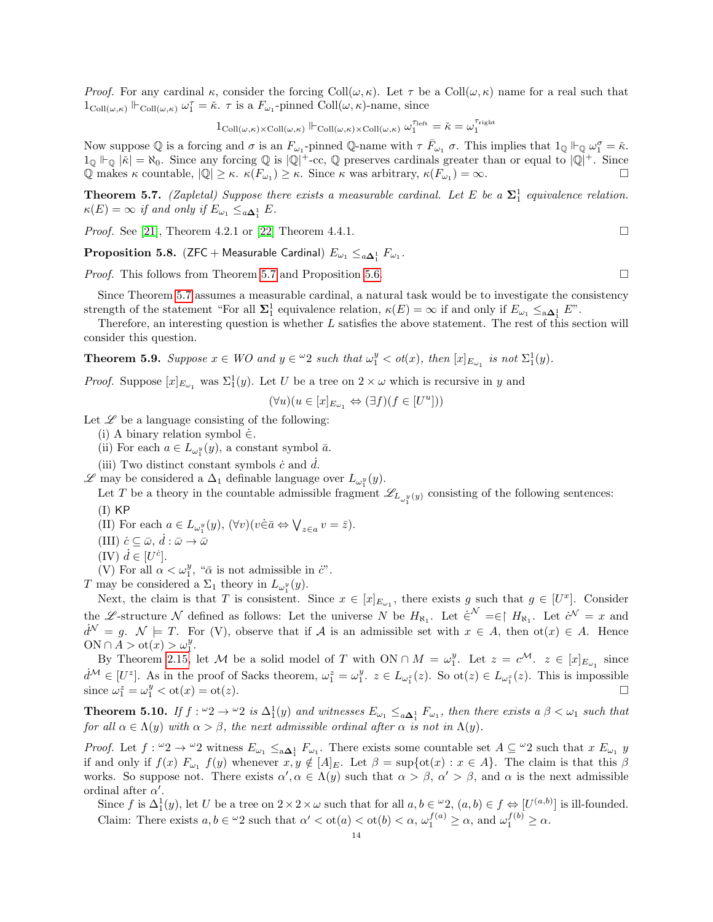*Proof.* For any cardinal $\kappa$, consider the forcing $\text{Coll}(\omega, \kappa)$. Let $\tau$ be a $\text{Coll}(\omega,\kappa)$ name for a real such that $1_{\text{Coll}(\omega,\kappa)} \Vdash_{\text{Coll}(\omega,\kappa)} \omega_1^{\tau} = \check{\kappa}$. $\tau$ is a $F_{\omega_1}$-pinned $\text{Coll}(\omega,\kappa)$-name, since

$$1_{\text{Coll}(\omega,\kappa)\times\text{Coll}(\omega,\kappa)} \Vdash_{\text{Coll}(\omega,\kappa)\times\text{Coll}(\omega,\kappa)} \omega_1^{\tau_{\text{left}}} = \check{\kappa} = \omega_1^{\tau_{\text{right}}}$$

Now suppose $\mathbb{Q}$ is a forcing and $\sigma$ is an $F_{\omega_1}$-pinned $\mathbb{Q}$-name with $\tau \, \bar{F}_{\omega_1} \, \sigma$. This implies that $1_{\mathbb{Q}} \Vdash_{\mathbb{Q}} \omega_1^{\sigma} = \check{\kappa}$. $1_{\mathbb{Q}} \Vdash_{\mathbb{Q}} |\check{\kappa}| = \aleph_0$. Since any forcing $\mathbb{Q}$ is $|\mathbb{Q}|^+$-cc, $\mathbb{Q}$ preserves cardinals greater than or equal to $|\mathbb{Q}|^+$. Since $\mathbb{Q}$ makes $\kappa$ countable, $|\mathbb{Q}| \geq \kappa$. $\kappa(F_{\omega_1}) \geq \kappa$. Since $\kappa$ was arbitrary, $\kappa(F_{\omega_1}) = \infty$. □

**Theorem 5.7.** *(Zapletal) Suppose there exists a measurable cardinal. Let $E$ be a $\mathbf{\Sigma}_1^1$ equivalence relation. $\kappa(E) = \infty$ if and only if $E_{\omega_1} \leq_{\text{a}\mathbf{\Delta}_1^1} E$.*

*Proof.* See [21], Theorem 4.2.1 or [22] Theorem 4.4.1. □

**Proposition 5.8.** ($\mathsf{ZFC} + \mathsf{Measurable\ Cardinal}$) $E_{\omega_1} \leq_{\text{a}\mathbf{\Delta}_1^1} F_{\omega_1}$.

*Proof.* This follows from Theorem 5.7 and Proposition 5.6. □

Since Theorem 5.7 assumes a measurable cardinal, a natural task would be to investigate the consistency strength of the statement "For all $\mathbf{\Sigma}_1^1$ equivalence relation, $\kappa(E) = \infty$ if and only if $E_{\omega_1} \leq_{\text{a}\mathbf{\Delta}_1^1} E$".

Therefore, an interesting question is whether $L$ satisfies the above statement. The rest of this section will consider this question.

**Theorem 5.9.** *Suppose $x \in WO$ and $y \in {}^{\omega}2$ such that $\omega_1^y < \text{ot}(x)$, then $[x]_{E_{\omega_1}}$ is not $\Sigma_1^1(y)$.*

*Proof.* Suppose $[x]_{E_{\omega_1}}$ was $\Sigma_1^1(y)$. Let $U$ be a tree on $2 \times \omega$ which is recursive in $y$ and

$$(\forall u)(u \in [x]_{E_{\omega_1}} \Leftrightarrow (\exists f)(f \in [U^u]))$$

Let $\mathscr{L}$ be a language consisting of the following:

(i) A binary relation symbol $\dot{\in}$.
(ii) For each $a \in L_{\omega_1^y}(y)$, a constant symbol $\bar{a}$.
(iii) Two distinct constant symbols $\dot{c}$ and $\dot{d}$.

$\mathscr{L}$ may be considered a $\Delta_1$ definable language over $L_{\omega_1^y}(y)$.

Let $T$ be a theory in the countable admissible fragment $\mathscr{L}_{L_{\omega_1^y}(y)}$ consisting of the following sentences:

(I) $\mathsf{KP}$
(II) For each $a \in L_{\omega_1^y}(y)$, $(\forall v)(v \dot{\in} \bar{a} \Leftrightarrow \bigvee_{z \in a} v = \bar{z})$.
(III) $\dot{c} \subseteq \bar{\omega}$, $\dot{d} : \bar{\omega} \to \bar{\omega}$
(IV) $\dot{d} \in [U^{\dot{c}}]$.
(V) For all $\alpha < \omega_1^y$, "$\bar{\alpha}$ is not admissible in $\dot{c}$".

$T$ may be considered a $\Sigma_1$ theory in $L_{\omega_1^y}(y)$.

Next, the claim is that $T$ is consistent. Since $x \in [x]_{E_{\omega_1}}$, there exists $g$ such that $g \in [U^x]$. Consider the $\mathscr{L}$-structure $\mathcal{N}$ defined as follows: Let the universe $N$ be $H_{\aleph_1}$. Let $\dot{\in}^{\mathcal{N}} = \in \restriction H_{\aleph_1}$. Let $\dot{c}^{\mathcal{N}} = x$ and $\dot{d}^{\mathcal{N}} = g$. $\mathcal{N} \models T$. For (V), observe that if $\mathcal{A}$ is an admissible set with $x \in A$, then $\text{ot}(x) \in A$. Hence $\text{ON} \cap A > \text{ot}(x) > \omega_1^y$.

By Theorem 2.15, let $\mathcal{M}$ be a solid model of $T$ with $\text{ON} \cap M = \omega_1^y$. Let $z = c^{\mathcal{M}}$. $z \in [x]_{E_{\omega_1}}$ since $\dot{d}^{\mathcal{M}} \in [U^z]$. As in the proof of Sacks theorem, $\omega_1^z = \omega_1^y$. $z \in L_{\omega_1^z}(z)$. So $\text{ot}(z) \in L_{\omega_1^z}(z)$. This is impossible since $\omega_1^z = \omega_1^y < \text{ot}(x) = \text{ot}(z)$. □

**Theorem 5.10.** *If $f : {}^{\omega}2 \to {}^{\omega}2$ is $\Delta_1^1(y)$ and witnesses $E_{\omega_1} \leq_{\text{a}\mathbf{\Delta}_1^1} F_{\omega_1}$, then there exists a $\beta < \omega_1$ such that for all $\alpha \in \Lambda(y)$ with $\alpha > \beta$, the next admissible ordinal after $\alpha$ is not in $\Lambda(y)$.*

*Proof.* Let $f : {}^{\omega}2 \to {}^{\omega}2$ witness $E_{\omega_1} \leq_{\text{a}\mathbf{\Delta}_1^1} F_{\omega_1}$. There exists some countable set $A \subseteq {}^{\omega}2$ such that $x \; E_{\omega_1} \; y$ if and only if $f(x) \; F_{\omega_1} \; f(y)$ whenever $x, y \notin [A]_E$. Let $\beta = \sup\{\text{ot}(x) : x \in A\}$. The claim is that this $\beta$ works. So suppose not. There exists $\alpha', \alpha \in \Lambda(y)$ such that $\alpha > \beta$, $\alpha' > \beta$, and $\alpha$ is the next admissible ordinal after $\alpha'$.

Since $f$ is $\Delta_1^1(y)$, let $U$ be a tree on $2 \times 2 \times \omega$ such that for all $a, b \in {}^{\omega}2$, $(a, b) \in f \Leftrightarrow [U^{(a,b)}]$ is ill-founded.

Claim: There exists $a, b \in {}^{\omega}2$ such that $\alpha' < \text{ot}(a) < \text{ot}(b) < \alpha$, $\omega_1^{f(a)} \geq \alpha$, and $\omega_1^{f(b)} \geq \alpha$.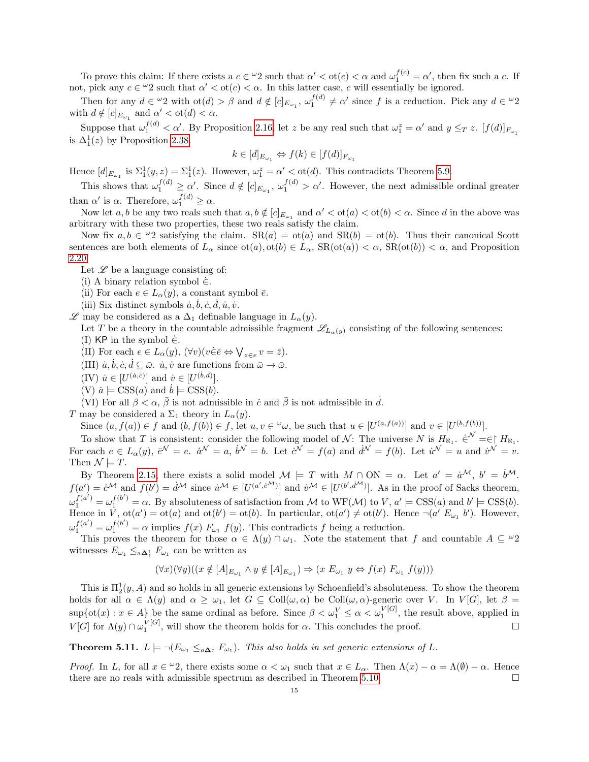To prove this claim: If there exists a $c \in {}^{\omega}2$ such that $\alpha' < \text{ot}(c) < \alpha$ and $\omega_1^{f(c)} = \alpha'$, then fix such a $c$. If not, pick any $c \in {}^{\omega}2$ such that $\alpha' < \text{ot}(c) < \alpha$. In this latter case, $c$ will essentially be ignored.

Then for any $d \in {}^{\omega}2$ with $\text{ot}(d) > \beta$ and $d \notin [c]_{E_{\omega_1}}$, $\omega_1^{f(d)} \neq \alpha'$ since $f$ is a reduction. Pick any $d \in {}^{\omega}2$ with $d \notin [c]_{E_{\omega_1}}$ and $\alpha' < \text{ot}(d) < \alpha$.

Suppose that $\omega_1^{f(d)} < \alpha'$. By Proposition 2.16, let $z$ be any real such that $\omega_1^z = \alpha'$ and $y \leq_T z$. $[f(d)]_{F_{\omega_1}}$ is $\Delta_1^1(z)$ by Proposition 2.38.

$$k \in [d]_{E_{\omega_1}} \Leftrightarrow f(k) \in [f(d)]_{F_{\omega_1}}$$

Hence $[d]_{E_{\omega_1}}$ is $\Sigma_1^1(y, z) = \Sigma_1^1(z)$. However, $\omega_1^z = \alpha' < \text{ot}(d)$. This contradicts Theorem 5.9.

This shows that $\omega_1^{f(d)} \geq \alpha'$. Since $d \notin [c]_{E_{\omega_1}}$, $\omega_1^{f(d)} > \alpha'$. However, the next admissible ordinal greater than $\alpha'$ is $\alpha$. Therefore, $\omega_1^{f(d)} \geq \alpha$.

Now let $a, b$ be any two reals such that $a, b \notin [c]_{E_{\omega_1}}$ and $\alpha' < \text{ot}(a) < \text{ot}(b) < \alpha$. Since $d$ in the above was arbitrary with these two properties, these two reals satisfy the claim.

Now fix $a, b \in {}^{\omega}2$ satisfying the claim. $\text{SR}(a) = \text{ot}(a)$ and $\text{SR}(b) = \text{ot}(b)$. Thus their canonical Scott sentences are both elements of $L_\alpha$ since $\text{ot}(a), \text{ot}(b) \in L_\alpha$, $\text{SR}(\text{ot}(a)) < \alpha$, $\text{SR}(\text{ot}(b)) < \alpha$, and Proposition 2.20.

Let $\mathscr{L}$ be a language consisting of:

(i) A binary relation symbol $\dot{\in}$.

(ii) For each $e \in L_\alpha(y)$, a constant symbol $\bar{e}$.

(iii) Six distinct symbols $\dot{a}, \dot{b}, \dot{c}, \dot{d}, \dot{u}, \dot{v}$.

$\mathscr{L}$ may be considered as a $\Delta_1$ definable language in $L_\alpha(y)$.

Let $T$ be a theory in the countable admissible fragment $\mathscr{L}_{L_\alpha(y)}$ consisting of the following sentences:

(I) $\mathsf{KP}$ in the symbol $\dot{\in}$.

(II) For each $e \in L_\alpha(y)$, $(\forall v)(v \dot{\in} \bar{e} \Leftrightarrow \bigvee_{z \in e} v = \bar{z})$.

(III) $\dot{a}, \dot{b}, \dot{c}, \dot{d} \subseteq \bar{\omega}$. $\dot{u}, \dot{v}$ are functions from $\bar{\omega} \to \bar{\omega}$.

(IV) $\dot{u} \in [U^{(\dot{a}, \dot{c})}]$ and $\dot{v} \in [U^{(\dot{b}, \dot{d})}]$.

(V) $\dot{a} \models \text{CSS}(a)$ and $\dot{b} \models \text{CSS}(b)$.

(VI) For all $\beta < \alpha$, $\bar{\beta}$ is not admissible in $\dot{c}$ and $\bar{\beta}$ is not admissible in $\dot{d}$.

$T$ may be considered a $\Sigma_1$ theory in $L_\alpha(y)$.

Since $(a, f(a)) \in f$ and $(b, f(b)) \in f$, let $u, v \in {}^{\omega}\omega$, be such that $u \in [U^{(a, f(a))}]$ and $v \in [U^{(b, f(b))}]$.

To show that $T$ is consistent: consider the following model of $\mathcal{N}$: The universe $N$ is $H_{\aleph_1}$. $\dot{\in}^{\mathcal{N}} = \in \restriction H_{\aleph_1}$. For each $e \in L_\alpha(y)$, $\bar{e}^{\mathcal{N}} = e$. $\dot{a}^{\mathcal{N}} = a$, $\dot{b}^{\mathcal{N}} = b$. Let $\dot{c}^{\mathcal{N}} = f(a)$ and $\dot{d}^{\mathcal{N}} = f(b)$. Let $\dot{u}^{\mathcal{N}} = u$ and $\dot{v}^{\mathcal{N}} = v$. Then $\mathcal{N} \models T$.

By Theorem 2.15, there exists a solid model $\mathcal{M} \models T$ with $M \cap \text{ON} = \alpha$. Let $a' = \dot{a}^{\mathcal{M}}$, $b' = \dot{b}^{\mathcal{M}}$. $f(a') = \dot{c}^{\mathcal{M}}$ and $f(b') = \dot{d}^{\mathcal{M}}$ since $\dot{u}^{\mathcal{M}} \in [U^{(a', \dot{c}^{\mathcal{M}})}]$ and $\dot{v}^{\mathcal{M}} \in [U^{(b', \dot{d}^{\mathcal{M}})}]$. As in the proof of Sacks theorem, $\omega_1^{f(a')} = \omega_1^{f(b')} = \alpha$. By absoluteness of satisfaction from $\mathcal{M}$ to $\text{WF}(\mathcal{M})$ to $V$, $a' \models \text{CSS}(a)$ and $b' \models \text{CSS}(b)$. Hence in $V$, $\text{ot}(a') = \text{ot}(a)$ and $\text{ot}(b') = \text{ot}(b)$. In particular, $\text{ot}(a') \neq \text{ot}(b')$. Hence $\neg(a' \, E_{\omega_1} \, b')$. However, $\omega_1^{f(a')} = \omega_1^{f(b')} = \alpha$ implies $f(x) \, F_{\omega_1} \, f(y)$. This contradicts $f$ being a reduction.

This proves the theorem for those $\alpha \in \Lambda(y) \cap \omega_1$. Note the statement that $f$ and countable $A \subseteq {}^{\omega}2$ witnesses $E_{\omega_1} \leq_{\text{a}\boldsymbol{\Delta}_1^1} F_{\omega_1}$ can be written as

$$(\forall x)(\forall y)((x \notin [A]_{E_{\omega_1}} \wedge y \notin [A]_{E_{\omega_1}}) \Rightarrow (x \, E_{\omega_1} \, y \Leftrightarrow f(x) \, F_{\omega_1} \, f(y)))$$

This is $\Pi_2^1(y, A)$ and so holds in all generic extensions by Schoenfield's absoluteness. To show the theorem holds for all $\alpha \in \Lambda(y)$ and $\alpha \geq \omega_1$, let $G \subseteq \text{Coll}(\omega, \alpha)$ be $\text{Coll}(\omega, \alpha)$-generic over $V$. In $V[G]$, let $\beta = \sup\{\text{ot}(x) : x \in A\}$ be the same ordinal as before. Since $\beta < \omega_1^V \leq \alpha < \omega_1^{V[G]}$, the result above, applied in $V[G]$ for $\Lambda(y) \cap \omega_1^{V[G]}$, will show the theorem holds for $\alpha$. This concludes the proof. $\square$

**Theorem 5.11.** $L \models \neg(E_{\omega_1} \leq_{a\boldsymbol{\Delta}_1^1} F_{\omega_1})$. *This also holds in set generic extensions of* $L$.

*Proof.* In $L$, for all $x \in {}^{\omega}2$, there exists some $\alpha < \omega_1$ such that $x \in L_\alpha$. Then $\Lambda(x) - \alpha = \Lambda(\emptyset) - \alpha$. Hence there are no reals with admissible spectrum as described in Theorem 5.10. $\square$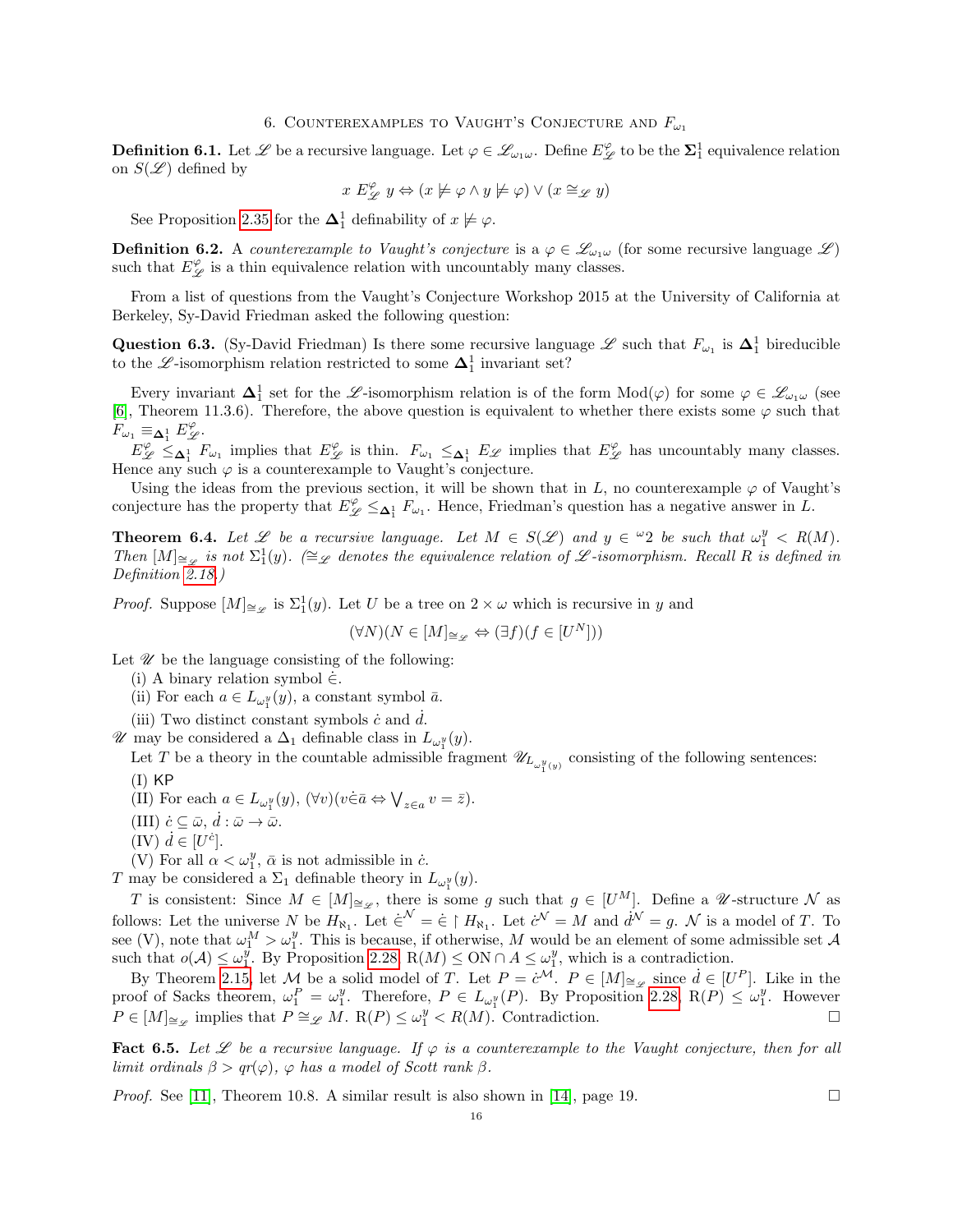## 6. Counterexamples to Vaught's Conjecture and $F_{\omega_1}$

**Definition 6.1.** Let $\mathscr{L}$ be a recursive language. Let $\varphi \in \mathscr{L}_{\omega_1\omega}$. Define $E^{\varphi}_{\mathscr{L}}$ to be the $\mathbf{\Sigma}^1_1$ equivalence relation on $S(\mathscr{L})$ defined by

$$x \; E^{\varphi}_{\mathscr{L}} \; y \Leftrightarrow (x \not\models \varphi \wedge y \not\models \varphi) \vee (x \cong_{\mathscr{L}} y)$$

See Proposition 2.35 for the $\mathbf{\Delta}^1_1$ definability of $x \not\models \varphi$.

**Definition 6.2.** A *counterexample to Vaught's conjecture* is a $\varphi \in \mathscr{L}_{\omega_1\omega}$ (for some recursive language $\mathscr{L}$) such that $E^{\varphi}_{\mathscr{L}}$ is a thin equivalence relation with uncountably many classes.

From a list of questions from the Vaught's Conjecture Workshop 2015 at the University of California at Berkeley, Sy-David Friedman asked the following question:

**Question 6.3.** (Sy-David Friedman) Is there some recursive language $\mathscr{L}$ such that $F_{\omega_1}$ is $\mathbf{\Delta}^1_1$ bireducible to the $\mathscr{L}$-isomorphism relation restricted to some $\mathbf{\Delta}^1_1$ invariant set?

Every invariant $\mathbf{\Delta}^1_1$ set for the $\mathscr{L}$-isomorphism relation is of the form $\text{Mod}(\varphi)$ for some $\varphi \in \mathscr{L}_{\omega_1\omega}$ (see [6], Theorem 11.3.6). Therefore, the above question is equivalent to whether there exists some $\varphi$ such that $F_{\omega_1} \equiv_{\mathbf{\Delta}^1_1} E^{\varphi}_{\mathscr{L}}$.

$E^{\varphi}_{\mathscr{L}} \leq_{\mathbf{\Delta}^1_1} F_{\omega_1}$ implies that $E^{\varphi}_{\mathscr{L}}$ is thin. $F_{\omega_1} \leq_{\mathbf{\Delta}^1_1} E_{\mathscr{L}}$ implies that $E^{\varphi}_{\mathscr{L}}$ has uncountably many classes. Hence any such $\varphi$ is a counterexample to Vaught's conjecture.

Using the ideas from the previous section, it will be shown that in $L$, no counterexample $\varphi$ of Vaught's conjecture has the property that $E^{\varphi}_{\mathscr{L}} \leq_{\mathbf{\Delta}^1_1} F_{\omega_1}$. Hence, Friedman's question has a negative answer in $L$.

**Theorem 6.4.** *Let $\mathscr{L}$ be a recursive language. Let $M \in S(\mathscr{L})$ and $y \in {}^{\omega}2$ be such that $\omega_1^y < R(M)$. Then $[M]_{\cong_{\mathscr{L}}}$ is not $\Sigma^1_1(y)$. ($\cong_{\mathscr{L}}$ denotes the equivalence relation of $\mathscr{L}$-isomorphism. Recall $R$ is defined in Definition 2.18.)*

*Proof.* Suppose $[M]_{\cong_{\mathscr{L}}}$ is $\Sigma^1_1(y)$. Let $U$ be a tree on $2 \times \omega$ which is recursive in $y$ and

$$(\forall N)(N \in [M]_{\cong_{\mathscr{L}}} \Leftrightarrow (\exists f)(f \in [U^N]))$$

Let $\mathscr{U}$ be the language consisting of the following:

(i) A binary relation symbol $\dot{\in}$.
(ii) For each $a \in L_{\omega_1^y}(y)$, a constant symbol $\bar{a}$.
(iii) Two distinct constant symbols $\dot{c}$ and $\dot{d}$.

$\mathscr{U}$ may be considered a $\Delta_1$ definable class in $L_{\omega_1^y}(y)$.

Let $T$ be a theory in the countable admissible fragment $\mathscr{U}_{L_{\omega_1^y(y)}}$ consisting of the following sentences:

(I) $\mathsf{KP}$
(II) For each $a \in L_{\omega_1^y}(y)$, $(\forall v)(v \dot{\in} \bar{a} \Leftrightarrow \bigvee_{z \in a} v = \bar{z})$.
(III) $\dot{c} \subseteq \bar{\omega}$, $\dot{d} : \bar{\omega} \to \bar{\omega}$.
(IV) $\dot{d} \in [U^{\dot{c}}]$.
(V) For all $\alpha < \omega_1^y$, $\bar{\alpha}$ is not admissible in $\dot{c}$.

$T$ may be considered a $\Sigma_1$ definable theory in $L_{\omega_1^y}(y)$.

$T$ is consistent: Since $M \in [M]_{\cong_{\mathscr{L}}}$, there is some $g$ such that $g \in [U^M]$. Define a $\mathscr{U}$-structure $\mathcal{N}$ as follows: Let the universe $N$ be $H_{\aleph_1}$. Let $\dot{\in}^{\mathcal{N}} = \dot{\in} \restriction H_{\aleph_1}$. Let $\dot{c}^{\mathcal{N}} = M$ and $\dot{d}^{\mathcal{N}} = g$. $\mathcal{N}$ is a model of $T$. To see (V), note that $\omega_1^M > \omega_1^y$. This is because, if otherwise, $M$ would be an element of some admissible set $\mathcal{A}$ such that $o(\mathcal{A}) \leq \omega_1^y$. By Proposition 2.28, $\text{R}(M) \leq \text{ON} \cap A \leq \omega_1^y$, which is a contradiction.

By Theorem 2.15, let $\mathcal{M}$ be a solid model of $T$. Let $P = \dot{c}^{\mathcal{M}}$. $P \in [M]_{\cong_{\mathscr{L}}}$ since $\dot{d} \in [U^P]$. Like in the proof of Sacks theorem, $\omega_1^P = \omega_1^y$. Therefore, $P \in L_{\omega_1^y}(P)$. By Proposition 2.28, $\text{R}(P) \leq \omega_1^y$. However $P \in [M]_{\cong_{\mathscr{L}}}$ implies that $P \cong_{\mathscr{L}} M$. $\text{R}(P) \leq \omega_1^y < R(M)$. Contradiction. $\square$

**Fact 6.5.** *Let $\mathscr{L}$ be a recursive language. If $\varphi$ is a counterexample to the Vaught conjecture, then for all limit ordinals $\beta > qr(\varphi)$, $\varphi$ has a model of Scott rank $\beta$.*

*Proof.* See [11], Theorem 10.8. A similar result is also shown in [14], page 19. $\square$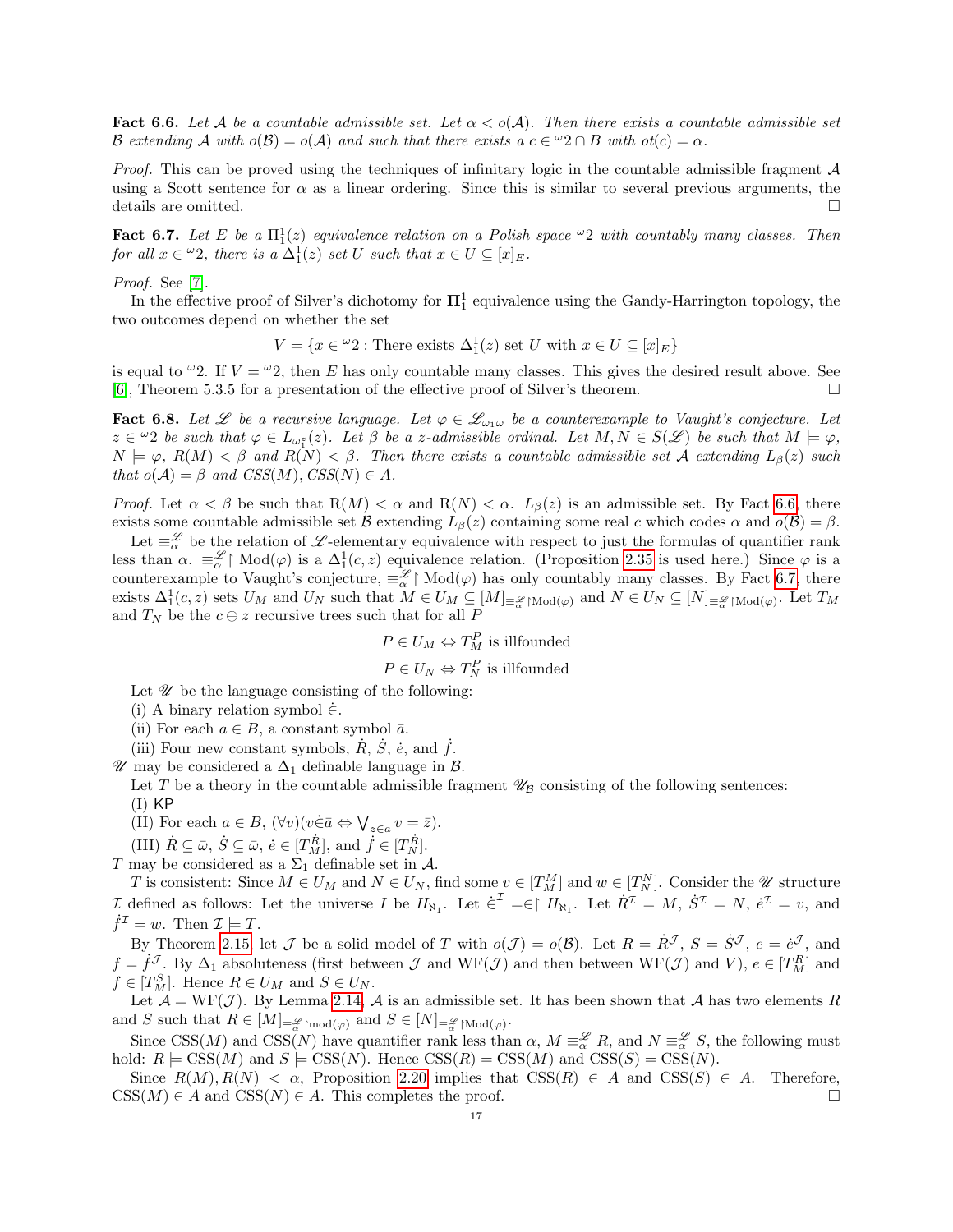**Fact 6.6.** *Let $\mathcal{A}$ be a countable admissible set. Let $\alpha < o(\mathcal{A})$. Then there exists a countable admissible set $\mathcal{B}$ extending $\mathcal{A}$ with $o(\mathcal{B}) = o(\mathcal{A})$ and such that there exists a $c \in {}^\omega 2 \cap B$ with $ot(c) = \alpha$.*

*Proof.* This can be proved using the techniques of infinitary logic in the countable admissible fragment $\mathcal{A}$ using a Scott sentence for $\alpha$ as a linear ordering. Since this is similar to several previous arguments, the details are omitted. □

**Fact 6.7.** *Let $E$ be a $\Pi^1_1(z)$ equivalence relation on a Polish space ${}^\omega 2$ with countably many classes. Then for all $x \in {}^\omega 2$, there is a $\Delta^1_1(z)$ set $U$ such that $x \in U \subseteq [x]_E$.*

*Proof.* See [7].

In the effective proof of Silver's dichotomy for $\mathbf{\Pi}^1_1$ equivalence using the Gandy-Harrington topology, the two outcomes depend on whether the set

$$V = \{x \in {}^\omega 2 : \text{There exists } \Delta^1_1(z) \text{ set } U \text{ with } x \in U \subseteq [x]_E\}$$

is equal to ${}^\omega 2$. If $V = {}^\omega 2$, then $E$ has only countable many classes. This gives the desired result above. See [6], Theorem 5.3.5 for a presentation of the effective proof of Silver's theorem. □

**Fact 6.8.** *Let $\mathscr{L}$ be a recursive language. Let $\varphi \in \mathscr{L}_{\omega_1\omega}$ be a counterexample to Vaught's conjecture. Let $z \in {}^\omega 2$ be such that $\varphi \in L_{\omega_1^z}(z)$. Let $\beta$ be a $z$-admissible ordinal. Let $M, N \in S(\mathscr{L})$ be such that $M \models \varphi$, $N \models \varphi$, $R(M) < \beta$ and $R(N) < \beta$. Then there exists a countable admissible set $\mathcal{A}$ extending $L_\beta(z)$ such that $o(\mathcal{A}) = \beta$ and $CSS(M), CSS(N) \in A$.*

*Proof.* Let $\alpha < \beta$ be such that $\mathrm{R}(M) < \alpha$ and $\mathrm{R}(N) < \alpha$. $L_\beta(z)$ is an admissible set. By Fact 6.6, there exists some countable admissible set $\mathcal{B}$ extending $L_\beta(z)$ containing some real $c$ which codes $\alpha$ and $o(\mathcal{B}) = \beta$.

Let $\equiv^{\mathscr{L}}_\alpha$ be the relation of $\mathscr{L}$-elementary equivalence with respect to just the formulas of quantifier rank less than $\alpha$. $\equiv^{\mathscr{L}}_\alpha \restriction \mathrm{Mod}(\varphi)$ is a $\Delta^1_1(c,z)$ equivalence relation. (Proposition 2.35 is used here.) Since $\varphi$ is a counterexample to Vaught's conjecture, $\equiv^{\mathscr{L}}_\alpha \restriction \mathrm{Mod}(\varphi)$ has only countably many classes. By Fact 6.7, there exists $\Delta^1_1(c,z)$ sets $U_M$ and $U_N$ such that $M \in U_M \subseteq [M]_{\equiv^{\mathscr{L}}_\alpha \restriction \mathrm{Mod}(\varphi)}$ and $N \in U_N \subseteq [N]_{\equiv^{\mathscr{L}}_\alpha \restriction \mathrm{Mod}(\varphi)}$. Let $T_M$ and $T_N$ be the $c \oplus z$ recursive trees such that for all $P$

$$P \in U_M \Leftrightarrow T^P_M \text{ is illfounded}$$

$$P \in U_N \Leftrightarrow T^P_N \text{ is illfounded}$$

Let $\mathscr{U}$ be the language consisting of the following:

(i) A binary relation symbol $\dot{\in}$.

(ii) For each $a \in B$, a constant symbol $\bar{a}$.

(iii) Four new constant symbols, $\dot{R}$, $\dot{S}$, $\dot{e}$, and $\dot{f}$.

$\mathscr{U}$ may be considered a $\Delta_1$ definable language in $\mathcal{B}$.

Let $T$ be a theory in the countable admissible fragment $\mathscr{U}_\mathcal{B}$ consisting of the following sentences:

(I) $\mathsf{KP}$

(II) For each $a \in B$, $(\forall v)(v \dot{\in} \bar{a} \Leftrightarrow \bigvee_{z \in a} v = \bar{z})$.

(III) $\dot{R} \subseteq \bar{\omega}$, $\dot{S} \subseteq \bar{\omega}$, $\dot{e} \in [T^{\dot{R}}_M]$, and $\dot{f} \in [T^{\dot{R}}_N]$.

$T$ may be considered as a $\Sigma_1$ definable set in $\mathcal{A}$.

$T$ is consistent: Since $M \in U_M$ and $N \in U_N$, find some $v \in [T^M_M]$ and $w \in [T^N_N]$. Consider the $\mathscr{U}$ structure $\mathcal{I}$ defined as follows: Let the universe $I$ be $H_{\aleph_1}$. Let $\dot{\in}^\mathcal{I} = \in \restriction H_{\aleph_1}$. Let $\dot{R}^\mathcal{I} = M$, $\dot{S}^\mathcal{I} = N$, $\dot{e}^\mathcal{I} = v$, and $\dot{f}^\mathcal{I} = w$. Then $\mathcal{I} \models T$.

By Theorem 2.15, let $\mathcal{J}$ be a solid model of $T$ with $o(\mathcal{J}) = o(\mathcal{B})$. Let $R = \dot{R}^\mathcal{J}$, $S = \dot{S}^\mathcal{J}$, $e = \dot{e}^\mathcal{J}$, and $f = \dot{f}^\mathcal{J}$. By $\Delta_1$ absoluteness (first between $\mathcal{J}$ and $\mathrm{WF}(\mathcal{J})$ and then between $\mathrm{WF}(\mathcal{J})$ and $V$), $e \in [T^R_M]$ and $f \in [T^S_M]$. Hence $R \in U_M$ and $S \in U_N$.

Let $\mathcal{A} = \mathrm{WF}(\mathcal{J})$. By Lemma 2.14, $\mathcal{A}$ is an admissible set. It has been shown that $\mathcal{A}$ has two elements $R$ and $S$ such that $R \in [M]_{\equiv^{\mathscr{L}}_\alpha \restriction \mathrm{mod}(\varphi)}$ and $S \in [N]_{\equiv^{\mathscr{L}}_\alpha \restriction \mathrm{Mod}(\varphi)}$.

Since $\mathrm{CSS}(M)$ and $\mathrm{CSS}(N)$ have quantifier rank less than $\alpha$, $M \equiv^{\mathscr{L}}_\alpha R$, and $N \equiv^{\mathscr{L}}_\alpha S$, the following must hold: $R \models \mathrm{CSS}(M)$ and $S \models \mathrm{CSS}(N)$. Hence $\mathrm{CSS}(R) = \mathrm{CSS}(M)$ and $\mathrm{CSS}(S) = \mathrm{CSS}(N)$.

Since $R(M), R(N) < \alpha$, Proposition 2.20 implies that $\mathrm{CSS}(R) \in A$ and $\mathrm{CSS}(S) \in A$. Therefore, $\mathrm{CSS}(M) \in A$ and $\mathrm{CSS}(N) \in A$. This completes the proof. □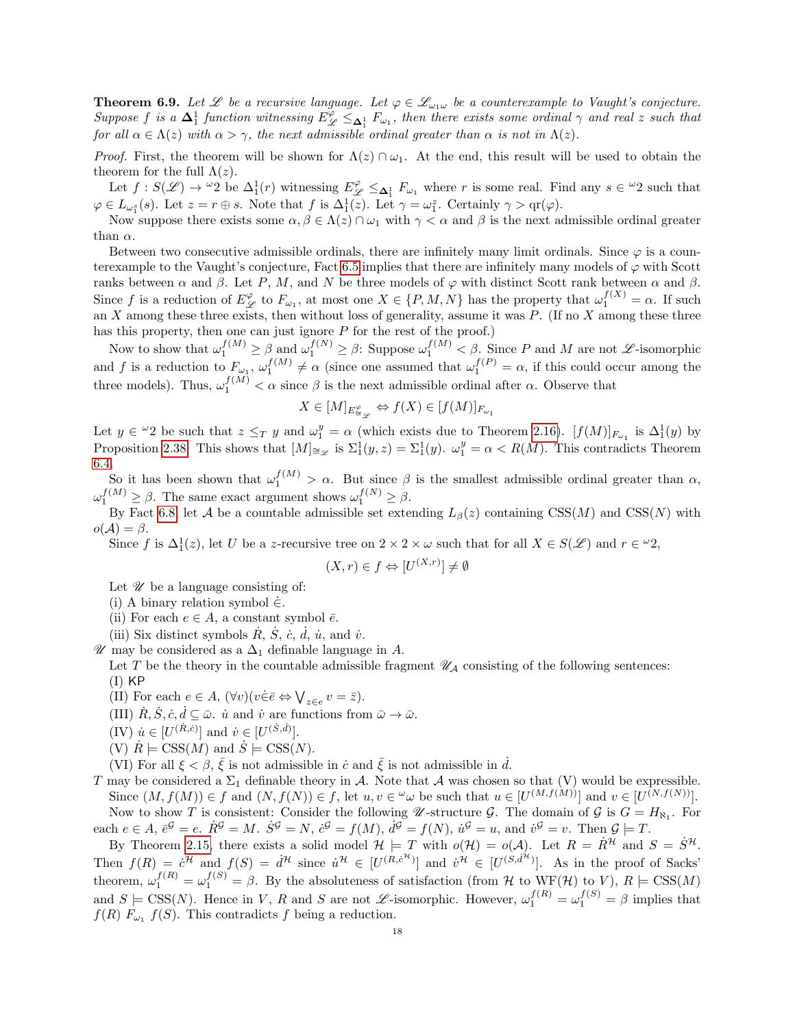**Theorem 6.9.** *Let $\mathscr{L}$ be a recursive language. Let $\varphi \in \mathscr{L}_{\omega_1\omega}$ be a counterexample to Vaught's conjecture. Suppose $f$ is a $\mathbf{\Delta}^1_1$ function witnessing $E^{\varphi}_{\mathscr{L}} \leq_{\mathbf{\Delta}^1_1} F_{\omega_1}$, then there exists some ordinal $\gamma$ and real $z$ such that for all $\alpha \in \Lambda(z)$ with $\alpha > \gamma$, the next admissible ordinal greater than $\alpha$ is not in $\Lambda(z)$.*

*Proof.* First, the theorem will be shown for $\Lambda(z) \cap \omega_1$. At the end, this result will be used to obtain the theorem for the full $\Lambda(z)$.

Let $f : S(\mathscr{L}) \to {}^{\omega}2$ be $\Delta^1_1(r)$ witnessing $E^{\varphi}_{\mathscr{L}} \leq_{\mathbf{\Delta}^1_1} F_{\omega_1}$ where $r$ is some real. Find any $s \in {}^{\omega}2$ such that $\varphi \in L_{\omega_1^s}(s)$. Let $z = r \oplus s$. Note that $f$ is $\Delta^1_1(z)$. Let $\gamma = \omega_1^z$. Certainly $\gamma > \text{qr}(\varphi)$.

Now suppose there exists some $\alpha, \beta \in \Lambda(z) \cap \omega_1$ with $\gamma < \alpha$ and $\beta$ is the next admissible ordinal greater than $\alpha$.

Between two consecutive admissible ordinals, there are infinitely many limit ordinals. Since $\varphi$ is a counterexample to the Vaught's conjecture, Fact 6.5 implies that there are infinitely many models of $\varphi$ with Scott ranks between $\alpha$ and $\beta$. Let $P$, $M$, and $N$ be three models of $\varphi$ with distinct Scott rank between $\alpha$ and $\beta$. Since $f$ is a reduction of $E^{\varphi}_{\mathscr{L}}$ to $F_{\omega_1}$, at most one $X \in \{P, M, N\}$ has the property that $\omega_1^{f(X)} = \alpha$. If such an $X$ among these three exists, then without loss of generality, assume it was $P$. (If no $X$ among these three has this property, then one can just ignore $P$ for the rest of the proof.)

Now to show that $\omega_1^{f(M)} \geq \beta$ and $\omega_1^{f(N)} \geq \beta$: Suppose $\omega_1^{f(M)} < \beta$. Since $P$ and $M$ are not $\mathscr{L}$-isomorphic and $f$ is a reduction to $F_{\omega_1}$, $\omega_1^{f(M)} \neq \alpha$ (since one assumed that $\omega_1^{f(P)} = \alpha$, if this could occur among the three models). Thus, $\omega_1^{f(M)} < \alpha$ since $\beta$ is the next admissible ordinal after $\alpha$. Observe that

$$X \in [M]_{E^{\varphi}_{\cong_{\mathscr{L}}}} \Leftrightarrow f(X) \in [f(M)]_{F_{\omega_1}}$$

Let $y \in {}^{\omega}2$ be such that $z \leq_T y$ and $\omega_1^y = \alpha$ (which exists due to Theorem 2.16). $[f(M)]_{F_{\omega_1}}$ is $\Delta^1_1(y)$ by Proposition 2.38. This shows that $[M]_{\cong_{\mathscr{L}}}$ is $\Sigma^1_1(y, z) = \Sigma^1_1(y)$. $\omega_1^y = \alpha < R(M)$. This contradicts Theorem 6.4.

So it has been shown that $\omega_1^{f(M)} > \alpha$. But since $\beta$ is the smallest admissible ordinal greater than $\alpha$, $\omega_1^{f(M)} \geq \beta$. The same exact argument shows $\omega_1^{f(N)} \geq \beta$.

By Fact 6.8, let $\mathcal{A}$ be a countable admissible set extending $L_\beta(z)$ containing $\text{CSS}(M)$ and $\text{CSS}(N)$ with $o(\mathcal{A}) = \beta$.

Since $f$ is $\Delta^1_1(z)$, let $U$ be a $z$-recursive tree on $2 \times 2 \times \omega$ such that for all $X \in S(\mathscr{L})$ and $r \in {}^{\omega}2$,

$$(X, r) \in f \Leftrightarrow [U^{(X,r)}] \neq \emptyset$$

Let $\mathscr{U}$ be a language consisting of:

(i) A binary relation symbol $\dot{\in}$.

(ii) For each $e \in A$, a constant symbol $\bar{e}$.

(iii) Six distinct symbols $\dot{R}$, $\dot{S}$, $\dot{c}$, $\dot{d}$, $\dot{u}$, and $\dot{v}$.

$\mathscr{U}$ may be considered as a $\Delta_1$ definable language in $A$.

Let $T$ be the theory in the countable admissible fragment $\mathscr{U}_{\mathcal{A}}$ consisting of the following sentences:

(I) KP

(II) For each $e \in A$, $(\forall v)(v \dot{\in} \bar{e} \Leftrightarrow \bigvee_{z \in e} v = \bar{z})$.

(III) $\dot{R}, \dot{S}, \dot{c}, \dot{d} \subseteq \bar{\omega}$. $\dot{u}$ and $\dot{v}$ are functions from $\bar{\omega} \to \bar{\omega}$.

(IV) $\dot{u} \in [U^{(\dot{R},\dot{c})}]$ and $\dot{v} \in [U^{(\dot{S},\dot{d})}]$.

(V) $\dot{R} \models \text{CSS}(M)$ and $\dot{S} \models \text{CSS}(N)$.

(VI) For all $\xi < \beta$, $\bar{\xi}$ is not admissible in $\dot{c}$ and $\bar{\xi}$ is not admissible in $\dot{d}$.

$T$ may be considered a $\Sigma_1$ definable theory in $\mathcal{A}$. Note that $\mathcal{A}$ was chosen so that (V) would be expressible.

Since $(M, f(M)) \in f$ and $(N, f(N)) \in f$, let $u, v \in {}^{\omega}\omega$ be such that $u \in [U^{(M,f(M))}]$ and $v \in [U^{(N,f(N))}]$.

Now to show $T$ is consistent: Consider the following $\mathscr{U}$-structure $\mathcal{G}$. The domain of $\mathcal{G}$ is $G = H_{\aleph_1}$. For each $e \in A$, $\bar{e}^{\mathcal{G}} = e$. $\dot{R}^{\mathcal{G}} = M$. $\dot{S}^{\mathcal{G}} = N$, $\dot{c}^{\mathcal{G}} = f(M)$, $\dot{d}^{\mathcal{G}} = f(N)$, $\dot{u}^{\mathcal{G}} = u$, and $\dot{v}^{\mathcal{G}} = v$. Then $\mathcal{G} \models T$.

By Theorem 2.15, there exists a solid model $\mathcal{H} \models T$ with $o(\mathcal{H}) = o(\mathcal{A})$. Let $R = \dot{R}^{\mathcal{H}}$ and $S = \dot{S}^{\mathcal{H}}$. Then $f(R) = \dot{c}^{\mathcal{H}}$ and $f(S) = \dot{d}^{\mathcal{H}}$ since $\dot{u}^{\mathcal{H}} \in [U^{(R,\dot{c}^{\mathcal{H}})}]$ and $\dot{v}^{\mathcal{H}} \in [U^{(S,\dot{d}^{\mathcal{H}})}]$. As in the proof of Sacks' theorem, $\omega_1^{f(R)} = \omega_1^{f(S)} = \beta$. By the absoluteness of satisfaction (from $\mathcal{H}$ to $\text{WF}(\mathcal{H})$ to $V$), $R \models \text{CSS}(M)$ and $S \models \text{CSS}(N)$. Hence in $V$, $R$ and $S$ are not $\mathscr{L}$-isomorphic. However, $\omega_1^{f(R)} = \omega_1^{f(S)} = \beta$ implies that $f(R)\ F_{\omega_1}\ f(S)$. This contradicts $f$ being a reduction.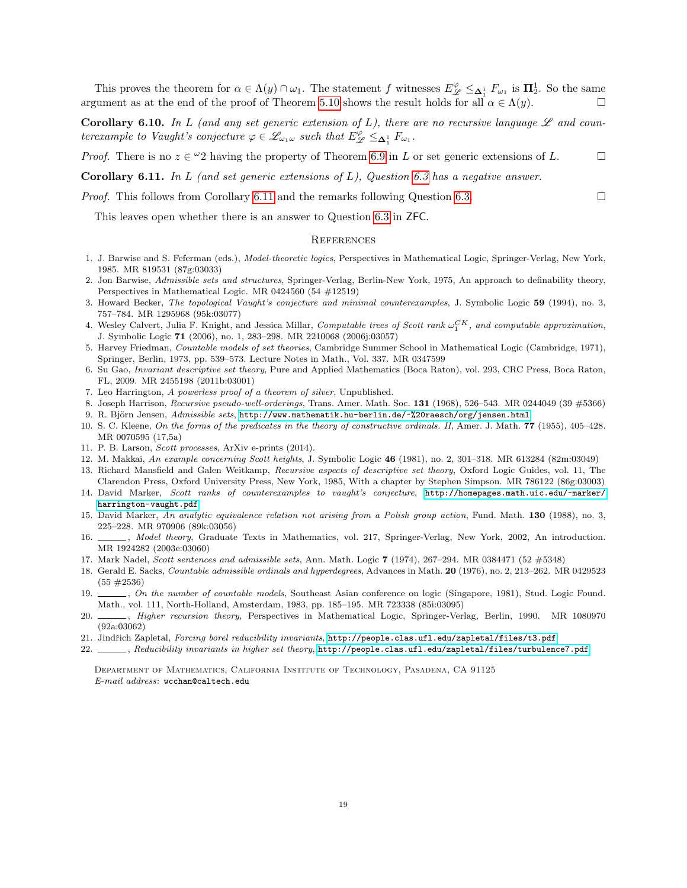This proves the theorem for $\alpha \in \Lambda(y) \cap \omega_1$. The statement $f$ witnesses $E^{\varphi}_{\mathscr{L}} \leq_{\mathbf{\Delta}^1_1} F_{\omega_1}$ is $\mathbf{\Pi}^1_2$. So the same argument as at the end of the proof of Theorem 5.10 shows the result holds for all $\alpha \in \Lambda(y)$. □

**Corollary 6.10.** *In $L$ (and any set generic extension of $L$), there are no recursive language $\mathscr{L}$ and counterexample to Vaught's conjecture $\varphi \in \mathscr{L}_{\omega_1\omega}$ such that $E^{\varphi}_{\mathscr{L}} \leq_{\mathbf{\Delta}^1_1} F_{\omega_1}$.*

*Proof.* There is no $z \in {}^{\omega}2$ having the property of Theorem 6.9 in $L$ or set generic extensions of $L$. □

**Corollary 6.11.** *In $L$ (and set generic extensions of $L$), Question 6.3 has a negative answer.*

*Proof.* This follows from Corollary 6.11 and the remarks following Question 6.3. □

This leaves open whether there is an answer to Question 6.3 in ZFC.

## References

1. J. Barwise and S. Feferman (eds.), *Model-theoretic logics*, Perspectives in Mathematical Logic, Springer-Verlag, New York, 1985. MR 819531 (87g:03033)
2. Jon Barwise, *Admissible sets and structures*, Springer-Verlag, Berlin-New York, 1975, An approach to definability theory, Perspectives in Mathematical Logic. MR 0424560 (54 #12519)
3. Howard Becker, *The topological Vaught's conjecture and minimal counterexamples*, J. Symbolic Logic **59** (1994), no. 3, 757–784. MR 1295968 (95k:03077)
4. Wesley Calvert, Julia F. Knight, and Jessica Millar, *Computable trees of Scott rank $\omega_1^{CK}$, and computable approximation*, J. Symbolic Logic **71** (2006), no. 1, 283–298. MR 2210068 (2006j:03057)
5. Harvey Friedman, *Countable models of set theories*, Cambridge Summer School in Mathematical Logic (Cambridge, 1971), Springer, Berlin, 1973, pp. 539–573. Lecture Notes in Math., Vol. 337. MR 0347599
6. Su Gao, *Invariant descriptive set theory*, Pure and Applied Mathematics (Boca Raton), vol. 293, CRC Press, Boca Raton, FL, 2009. MR 2455198 (2011b:03001)
7. Leo Harrington, *A powerless proof of a theorem of silver*, Unpublished.
8. Joseph Harrison, *Recursive pseudo-well-orderings*, Trans. Amer. Math. Soc. **131** (1968), 526–543. MR 0244049 (39 #5366)
9. R. Björn Jensen, *Admissible sets*, http://www.mathematik.hu-berlin.de/~%20raesch/org/jensen.html.
10. S. C. Kleene, *On the forms of the predicates in the theory of constructive ordinals. II*, Amer. J. Math. **77** (1955), 405–428. MR 0070595 (17,5a)
11. P. B. Larson, *Scott processes*, ArXiv e-prints (2014).
12. M. Makkai, *An example concerning Scott heights*, J. Symbolic Logic **46** (1981), no. 2, 301–318. MR 613284 (82m:03049)
13. Richard Mansfield and Galen Weitkamp, *Recursive aspects of descriptive set theory*, Oxford Logic Guides, vol. 11, The Clarendon Press, Oxford University Press, New York, 1985, With a chapter by Stephen Simpson. MR 786122 (86g:03003)
14. David Marker, *Scott ranks of counterexamples to vaught's conjecture*, http://homepages.math.uic.edu/~marker/harrington-vaught.pdf.
15. David Marker, *An analytic equivalence relation not arising from a Polish group action*, Fund. Math. **130** (1988), no. 3, 225–228. MR 970906 (89k:03056)
16. ______, *Model theory*, Graduate Texts in Mathematics, vol. 217, Springer-Verlag, New York, 2002, An introduction. MR 1924282 (2003e:03060)
17. Mark Nadel, *Scott sentences and admissible sets*, Ann. Math. Logic **7** (1974), 267–294. MR 0384471 (52 #5348)
18. Gerald E. Sacks, *Countable admissible ordinals and hyperdegrees*, Advances in Math. **20** (1976), no. 2, 213–262. MR 0429523 (55 #2536)
19. ______, *On the number of countable models*, Southeast Asian conference on logic (Singapore, 1981), Stud. Logic Found. Math., vol. 111, North-Holland, Amsterdam, 1983, pp. 185–195. MR 723338 (85i:03095)
20. ______, *Higher recursion theory*, Perspectives in Mathematical Logic, Springer-Verlag, Berlin, 1990. MR 1080970 (92a:03062)
21. Jindřich Zapletal, *Forcing borel reducibility invariants*, http://people.clas.ufl.edu/zapletal/files/t3.pdf.
22. ______, *Reducibility invariants in higher set theory*, http://people.clas.ufl.edu/zapletal/files/turbulence7.pdf.

Department of Mathematics, California Institute of Technology, Pasadena, CA 91125
*E-mail address*: wcchan@caltech.edu